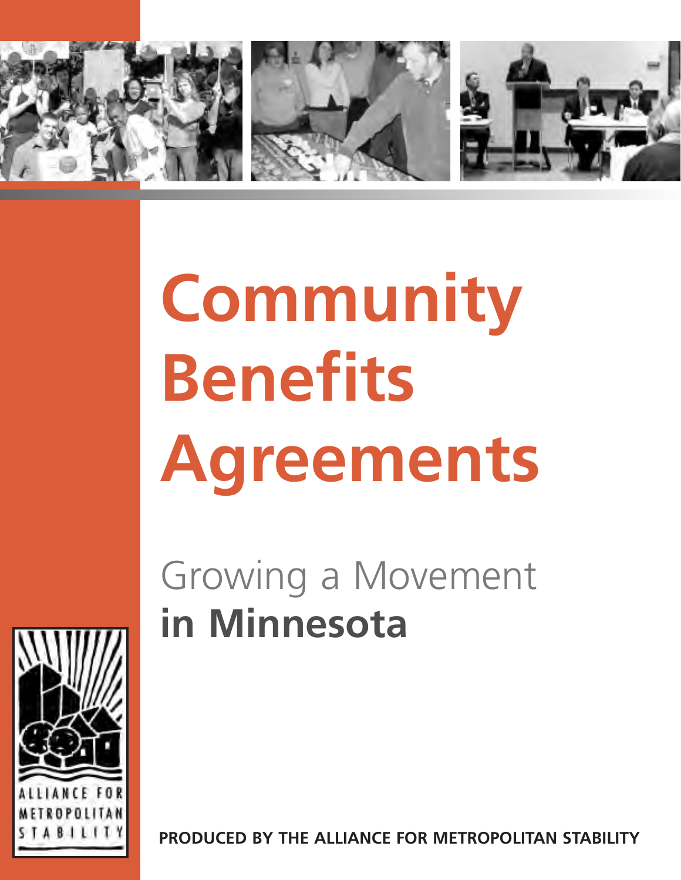# Community Benefits Agreements

## Growing a Movement **in Minnesota**

ALLIANCE FOR METROPOLITAN STABILITY

**PRODUCED BY THE ALLIANCE FOR METROPOLITAN STABILITY**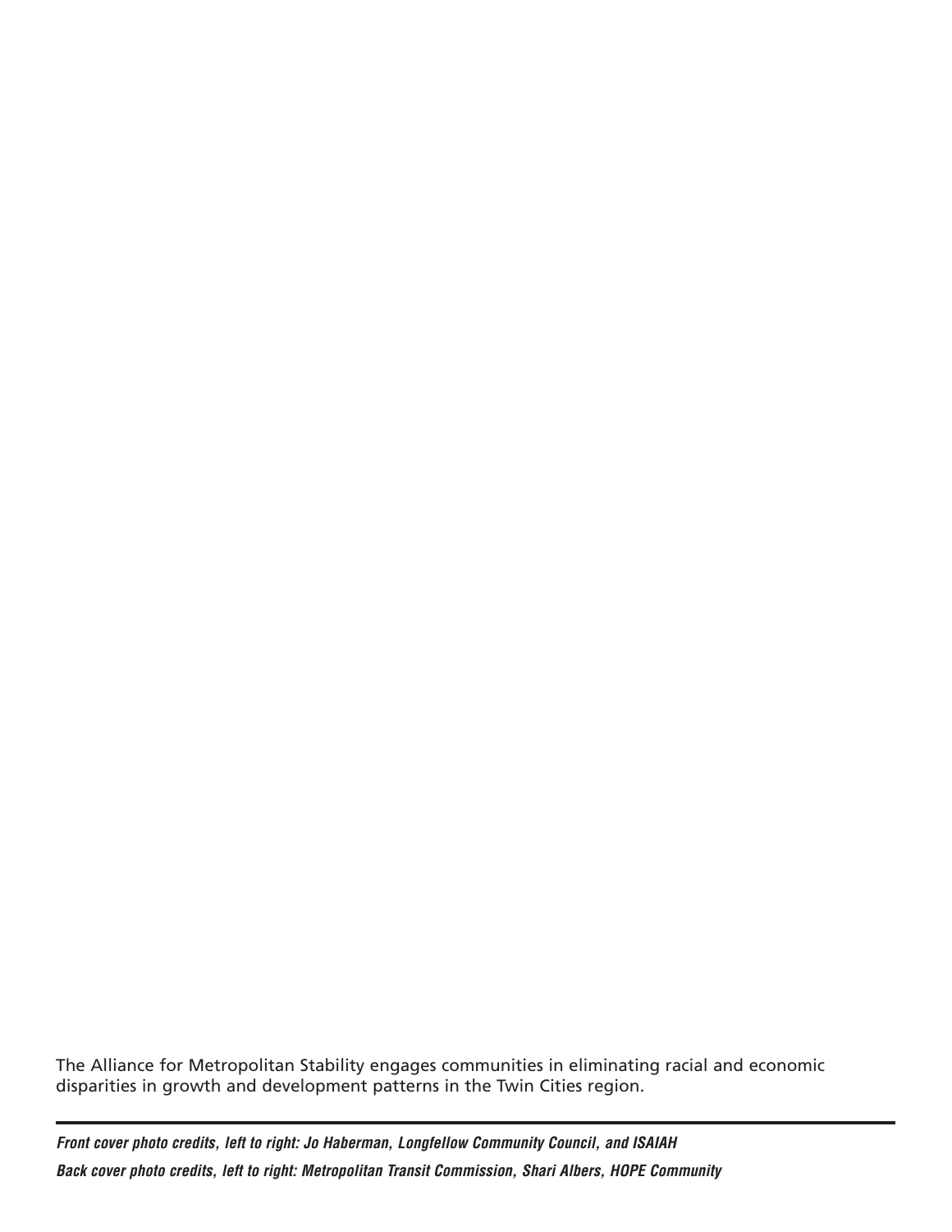The Alliance for Metropolitan Stability engages communities in eliminating racial and economic disparities in growth and development patterns in the Twin Cities region.

---

***Front cover photo credits, left to right: Jo Haberman, Longfellow Community Council, and ISAIAH***

***Back cover photo credits, left to right: Metropolitan Transit Commission, Shari Albers, HOPE Community***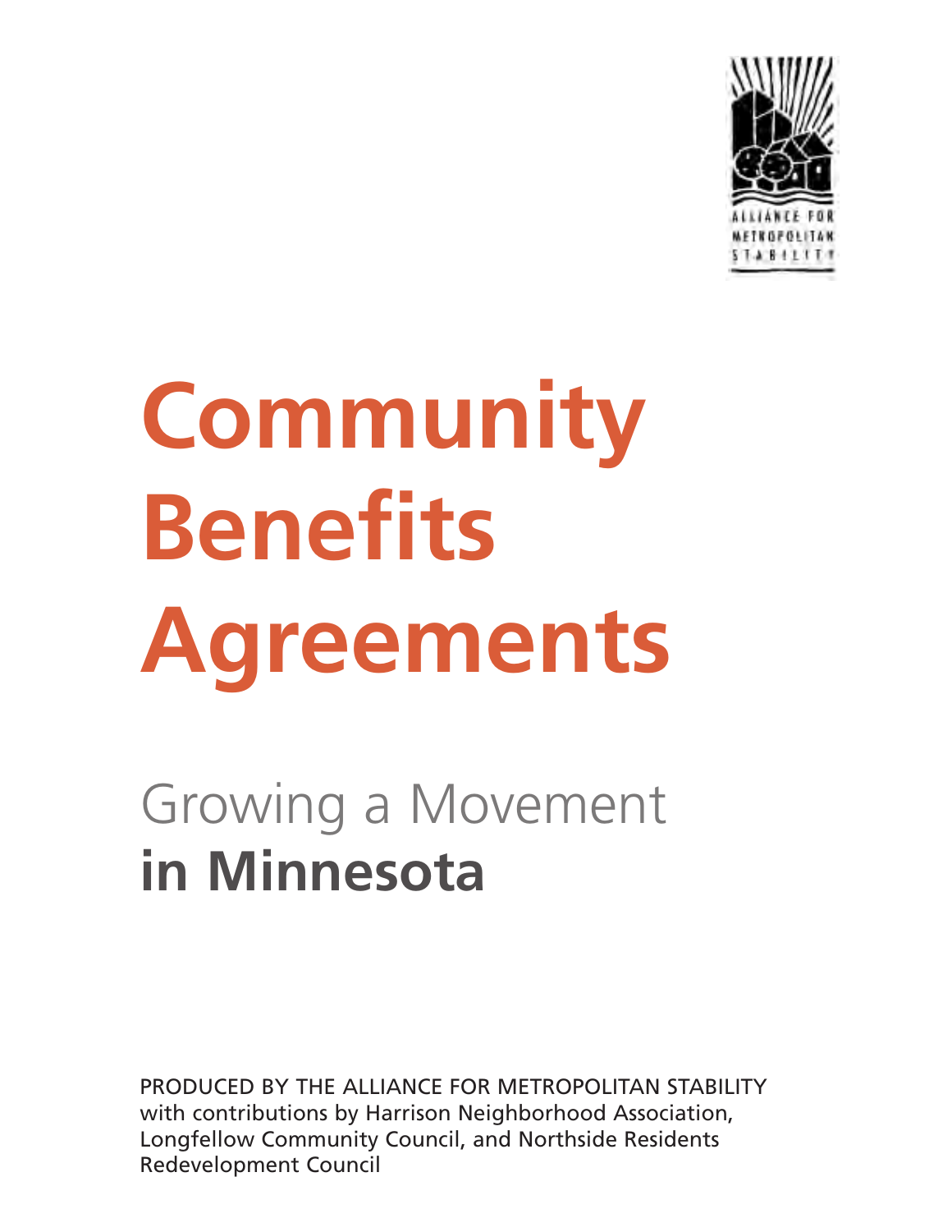ALLIANCE FOR METROPOLITAN STABILITY

# Community Benefits Agreements

## Growing a Movement **in Minnesota**

PRODUCED BY THE ALLIANCE FOR METROPOLITAN STABILITY
with contributions by Harrison Neighborhood Association, Longfellow Community Council, and Northside Residents Redevelopment Council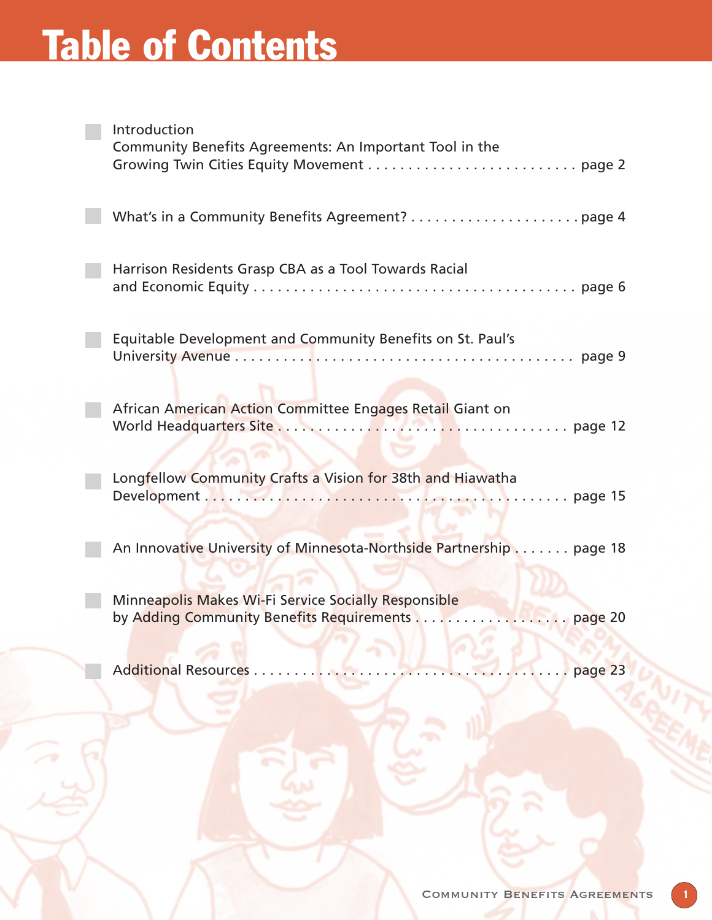# Table of Contents

- Introduction
  Community Benefits Agreements: An Important Tool in the Growing Twin Cities Equity Movement . . . . . . . . . . . . . . . . . . . . . . . . . . page 2

- What's in a Community Benefits Agreement? . . . . . . . . . . . . . . . . . . . . . page 4

- Harrison Residents Grasp CBA as a Tool Towards Racial and Economic Equity . . . . . . . . . . . . . . . . . . . . . . . . . . . . . . . . . . . . . . page 6

- Equitable Development and Community Benefits on St. Paul's University Avenue . . . . . . . . . . . . . . . . . . . . . . . . . . . . . . . . . . . . . . . . . page 9

- African American Action Committee Engages Retail Giant on World Headquarters Site . . . . . . . . . . . . . . . . . . . . . . . . . . . . . . . . . . . . page 12

- Longfellow Community Crafts a Vision for 38th and Hiawatha Development . . . . . . . . . . . . . . . . . . . . . . . . . . . . . . . . . . . . . . . . . . . page 15

- An Innovative University of Minnesota-Northside Partnership . . . . . . . page 18

- Minneapolis Makes Wi-Fi Service Socially Responsible by Adding Community Benefits Requirements . . . . . . . . . . . . . . . . . . . page 20

- Additional Resources . . . . . . . . . . . . . . . . . . . . . . . . . . . . . . . . . . . . . . page 23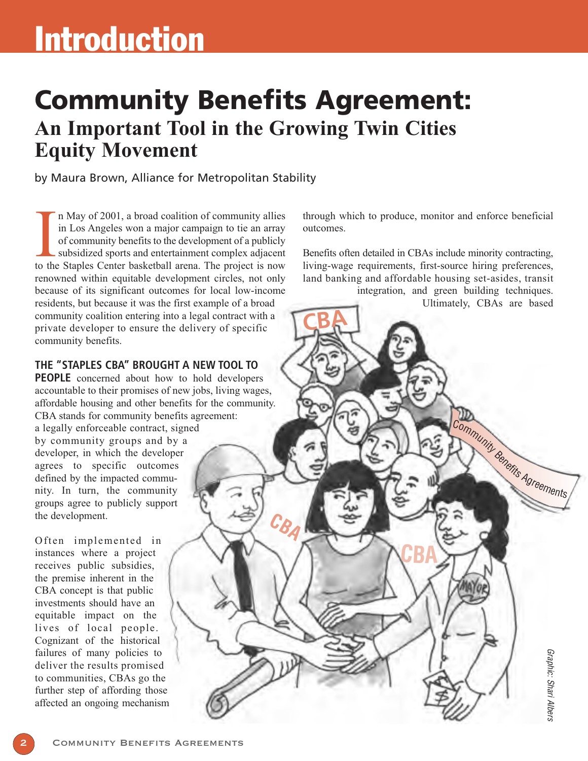# Introduction

## Community Benefits Agreement:

### An Important Tool in the Growing Twin Cities Equity Movement

by Maura Brown, Alliance for Metropolitan Stability

In May of 2001, a broad coalition of community allies in Los Angeles won a major campaign to tie an array of community benefits to the development of a publicly subsidized sports and entertainment complex adjacent to the Staples Center basketball arena. The project is now renowned within equitable development circles, not only because of its significant outcomes for local low-income residents, but because it was the first example of a broad community coalition entering into a legal contract with a private developer to ensure the delivery of specific community benefits.

**THE "STAPLES CBA" BROUGHT A NEW TOOL TO PEOPLE** concerned about how to hold developers accountable to their promises of new jobs, living wages, affordable housing and other benefits for the community. CBA stands for community benefits agreement: a legally enforceable contract, signed by community groups and by a developer, in which the developer agrees to specific outcomes defined by the impacted community. In turn, the community groups agree to publicly support the development.

Often implemented in instances where a project receives public subsidies, the premise inherent in the CBA concept is that public investments should have an equitable impact on the lives of local people. Cognizant of the historical failures of many policies to deliver the results promised to communities, CBAs go the further step of affording those affected an ongoing mechanism through which to produce, monitor and enforce beneficial outcomes.

Benefits often detailed in CBAs include minority contracting, living-wage requirements, first-source hiring preferences, land banking and affordable housing set-asides, transit integration, and green building techniques. Ultimately, CBAs are based

*Graphic: Shari Albers*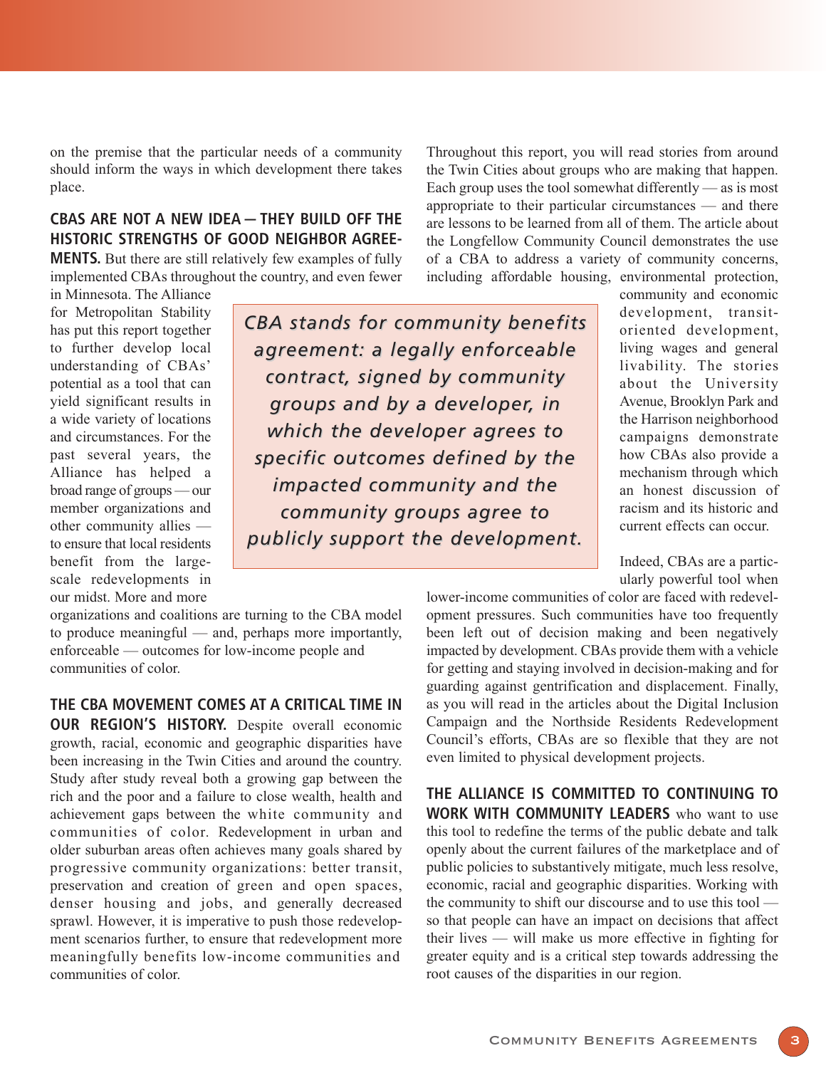on the premise that the particular needs of a community should inform the ways in which development there takes place.

**CBAS ARE NOT A NEW IDEA — THEY BUILD OFF THE HISTORIC STRENGTHS OF GOOD NEIGHBOR AGREEMENTS.** But there are still relatively few examples of fully implemented CBAs throughout the country, and even fewer in Minnesota. The Alliance for Metropolitan Stability has put this report together to further develop local understanding of CBAs' potential as a tool that can yield significant results in a wide variety of locations and circumstances. For the past several years, the Alliance has helped a broad range of groups — our member organizations and other community allies — to ensure that local residents benefit from the large-scale redevelopments in our midst. More and more organizations and coalitions are turning to the CBA model to produce meaningful — and, perhaps more importantly, enforceable — outcomes for low-income people and communities of color.

> *CBA stands for community benefits agreement: a legally enforceable contract, signed by community groups and by a developer, in which the developer agrees to specific outcomes defined by the impacted community and the community groups agree to publicly support the development.*

**THE CBA MOVEMENT COMES AT A CRITICAL TIME IN OUR REGION'S HISTORY.** Despite overall economic growth, racial, economic and geographic disparities have been increasing in the Twin Cities and around the country. Study after study reveal both a growing gap between the rich and the poor and a failure to close wealth, health and achievement gaps between the white community and communities of color. Redevelopment in urban and older suburban areas often achieves many goals shared by progressive community organizations: better transit, preservation and creation of green and open spaces, denser housing and jobs, and generally decreased sprawl. However, it is imperative to push those redevelopment scenarios further, to ensure that redevelopment more meaningfully benefits low-income communities and communities of color.

Throughout this report, you will read stories from around the Twin Cities about groups who are making that happen. Each group uses the tool somewhat differently — as is most appropriate to their particular circumstances — and there are lessons to be learned from all of them. The article about the Longfellow Community Council demonstrates the use of a CBA to address a variety of community concerns, including affordable housing, environmental protection, community and economic development, transit-oriented development, living wages and general livability. The stories about the University Avenue, Brooklyn Park and the Harrison neighborhood campaigns demonstrate how CBAs also provide a mechanism through which an honest discussion of racism and its historic and current effects can occur.

Indeed, CBAs are a particularly powerful tool when lower-income communities of color are faced with redevelopment pressures. Such communities have too frequently been left out of decision making and been negatively impacted by development. CBAs provide them with a vehicle for getting and staying involved in decision-making and for guarding against gentrification and displacement. Finally, as you will read in the articles about the Digital Inclusion Campaign and the Northside Residents Redevelopment Council's efforts, CBAs are so flexible that they are not even limited to physical development projects.

**THE ALLIANCE IS COMMITTED TO CONTINUING TO WORK WITH COMMUNITY LEADERS** who want to use this tool to redefine the terms of the public debate and talk openly about the current failures of the marketplace and of public policies to substantively mitigate, much less resolve, economic, racial and geographic disparities. Working with the community to shift our discourse and to use this tool — so that people can have an impact on decisions that affect their lives — will make us more effective in fighting for greater equity and is a critical step towards addressing the root causes of the disparities in our region.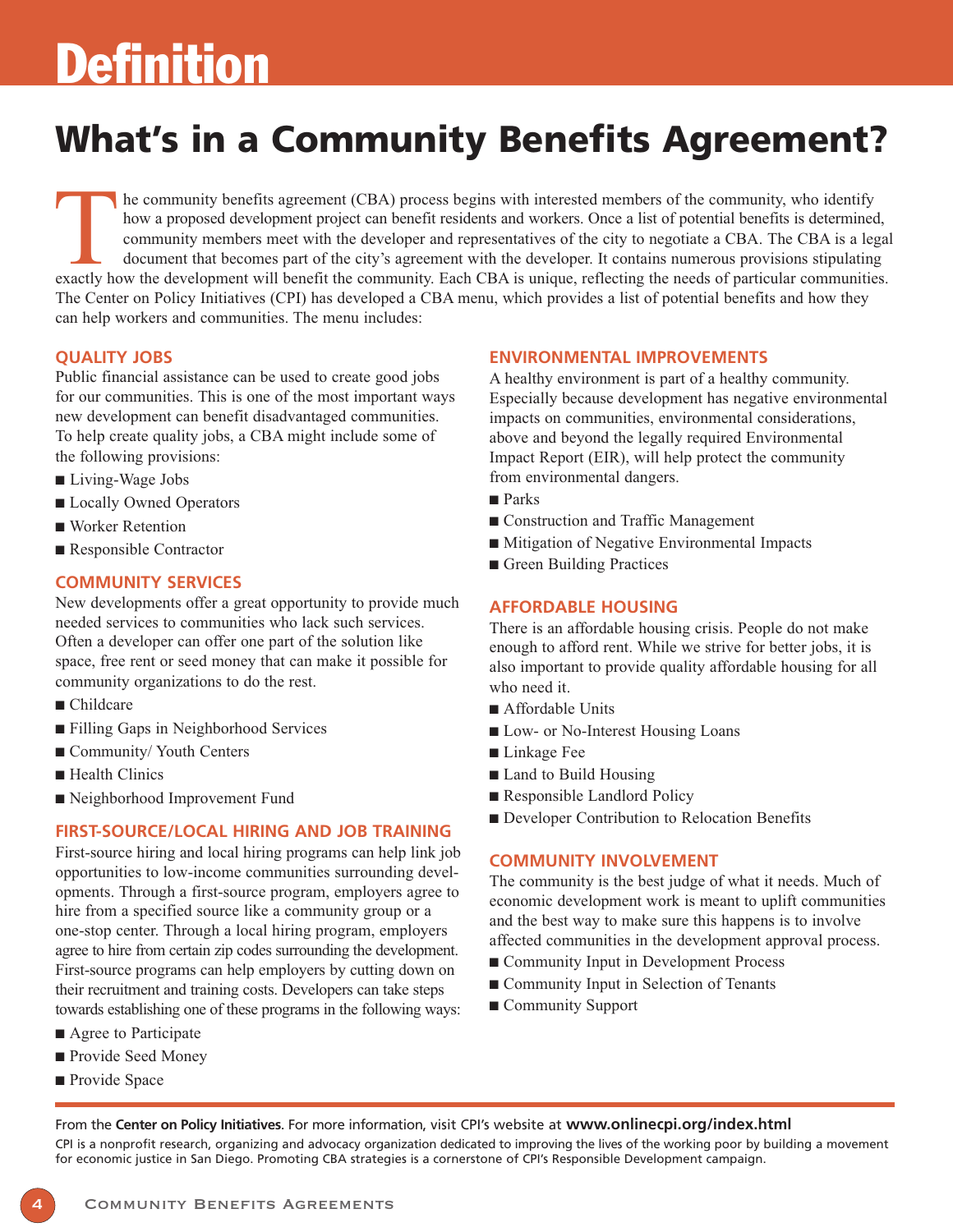# Definition

## What's in a Community Benefits Agreement?

The community benefits agreement (CBA) process begins with interested members of the community, who identify how a proposed development project can benefit residents and workers. Once a list of potential benefits is determined, community members meet with the developer and representatives of the city to negotiate a CBA. The CBA is a legal document that becomes part of the city's agreement with the developer. It contains numerous provisions stipulating exactly how the development will benefit the community. Each CBA is unique, reflecting the needs of particular communities. The Center on Policy Initiatives (CPI) has developed a CBA menu, which provides a list of potential benefits and how they can help workers and communities. The menu includes:

### QUALITY JOBS

Public financial assistance can be used to create good jobs for our communities. This is one of the most important ways new development can benefit disadvantaged communities. To help create quality jobs, a CBA might include some of the following provisions:

- Living-Wage Jobs
- Locally Owned Operators
- Worker Retention
- Responsible Contractor

### COMMUNITY SERVICES

New developments offer a great opportunity to provide much needed services to communities who lack such services. Often a developer can offer one part of the solution like space, free rent or seed money that can make it possible for community organizations to do the rest.

- Childcare
- Filling Gaps in Neighborhood Services
- Community/ Youth Centers
- Health Clinics
- Neighborhood Improvement Fund

### FIRST-SOURCE/LOCAL HIRING AND JOB TRAINING

First-source hiring and local hiring programs can help link job opportunities to low-income communities surrounding developments. Through a first-source program, employers agree to hire from a specified source like a community group or a one-stop center. Through a local hiring program, employers agree to hire from certain zip codes surrounding the development. First-source programs can help employers by cutting down on their recruitment and training costs. Developers can take steps towards establishing one of these programs in the following ways:

- Agree to Participate
- Provide Seed Money
- Provide Space

### ENVIRONMENTAL IMPROVEMENTS

A healthy environment is part of a healthy community. Especially because development has negative environmental impacts on communities, environmental considerations, above and beyond the legally required Environmental Impact Report (EIR), will help protect the community from environmental dangers.

- Parks
- Construction and Traffic Management
- Mitigation of Negative Environmental Impacts
- Green Building Practices

### AFFORDABLE HOUSING

There is an affordable housing crisis. People do not make enough to afford rent. While we strive for better jobs, it is also important to provide quality affordable housing for all who need it.

- Affordable Units
- Low- or No-Interest Housing Loans
- Linkage Fee
- Land to Build Housing
- Responsible Landlord Policy
- Developer Contribution to Relocation Benefits

### COMMUNITY INVOLVEMENT

The community is the best judge of what it needs. Much of economic development work is meant to uplift communities and the best way to make sure this happens is to involve affected communities in the development approval process.

- Community Input in Development Process
- Community Input in Selection of Tenants
- Community Support

---

From the **Center on Policy Initiatives**. For more information, visit CPI's website at **www.onlinecpi.org/index.html**

CPI is a nonprofit research, organizing and advocacy organization dedicated to improving the lives of the working poor by building a movement for economic justice in San Diego. Promoting CBA strategies is a cornerstone of CPI's Responsible Development campaign.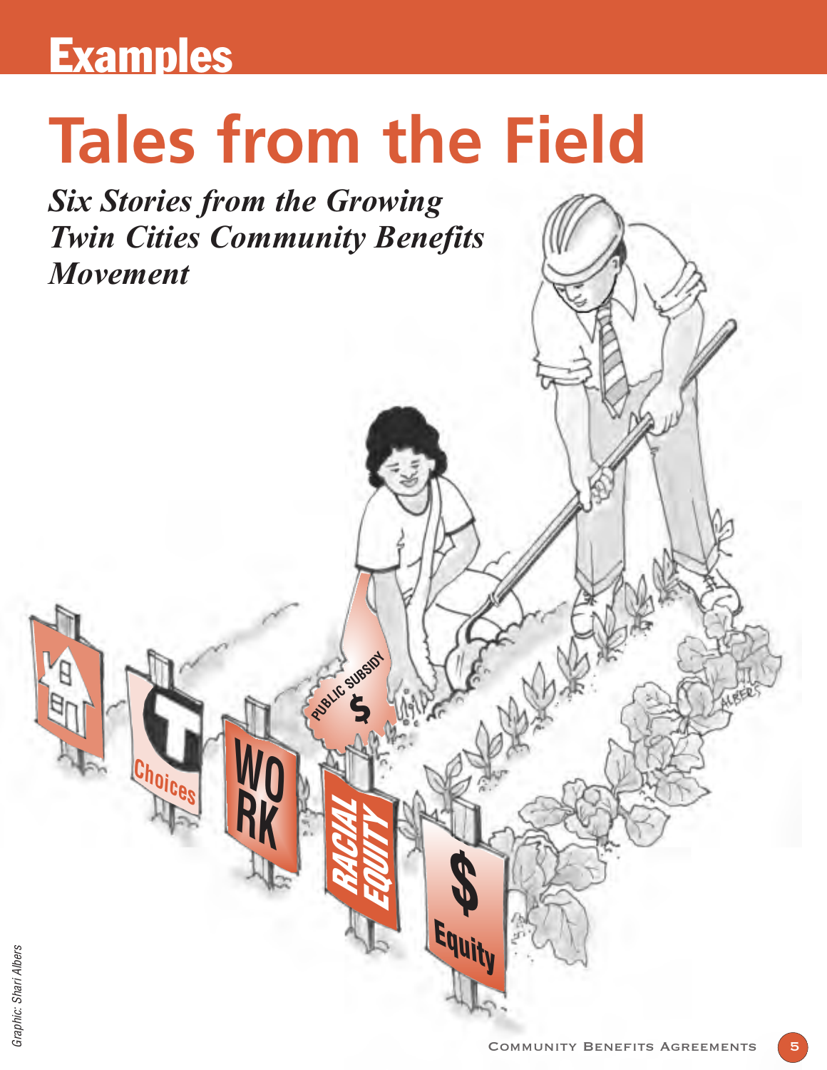## Examples

# Tales from the Field

***Six Stories from the Growing Twin Cities Community Benefits Movement***

*Graphic: Shari Albers*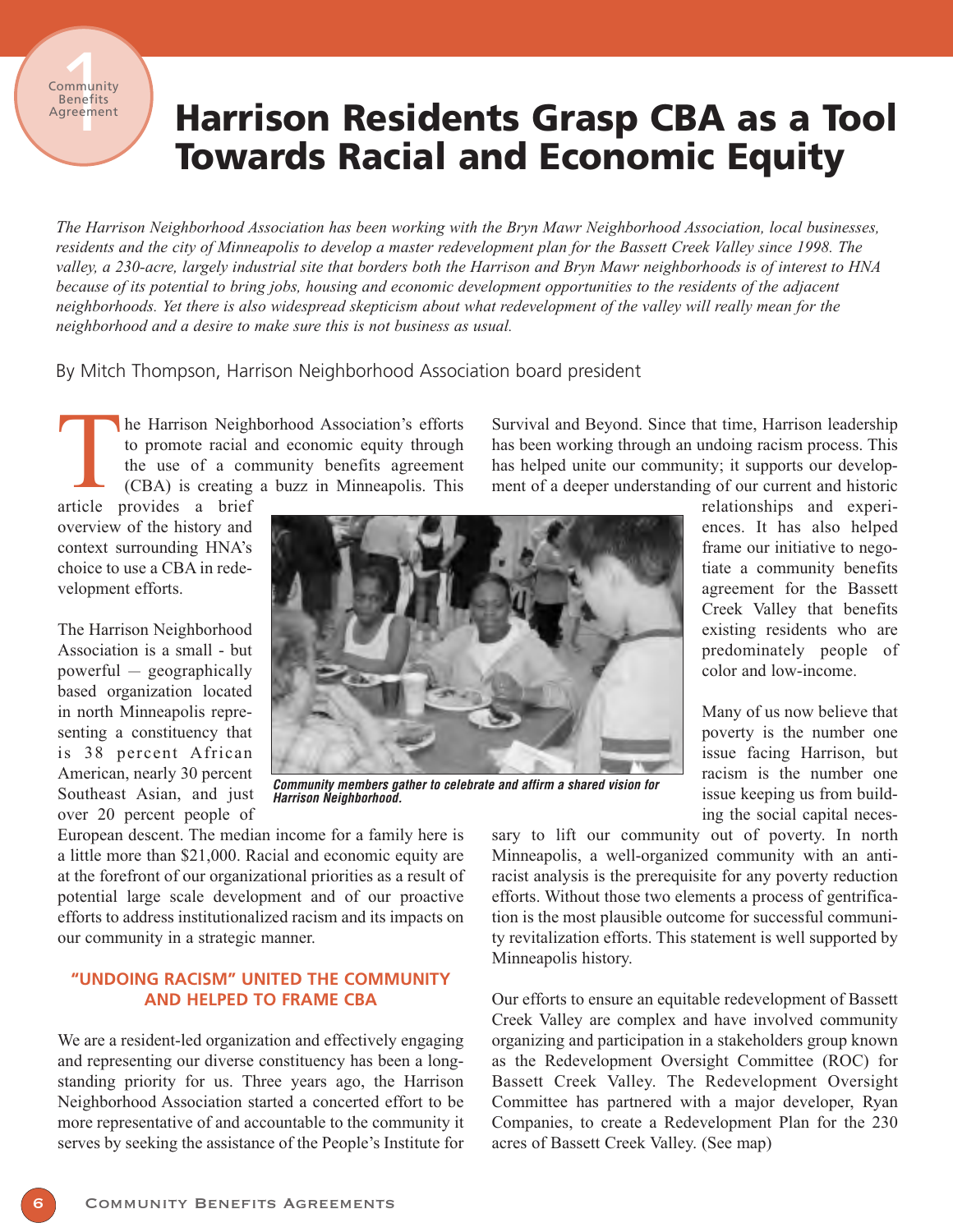1 Community Benefits Agreement

# Harrison Residents Grasp CBA as a Tool Towards Racial and Economic Equity

*The Harrison Neighborhood Association has been working with the Bryn Mawr Neighborhood Association, local businesses, residents and the city of Minneapolis to develop a master redevelopment plan for the Bassett Creek Valley since 1998. The valley, a 230-acre, largely industrial site that borders both the Harrison and Bryn Mawr neighborhoods is of interest to HNA because of its potential to bring jobs, housing and economic development opportunities to the residents of the adjacent neighborhoods. Yet there is also widespread skepticism about what redevelopment of the valley will really mean for the neighborhood and a desire to make sure this is not business as usual.*

By Mitch Thompson, Harrison Neighborhood Association board president

The Harrison Neighborhood Association's efforts to promote racial and economic equity through the use of a community benefits agreement (CBA) is creating a buzz in Minneapolis. This article provides a brief overview of the history and context surrounding HNA's choice to use a CBA in redevelopment efforts.

The Harrison Neighborhood Association is a small - but powerful — geographically based organization located in north Minneapolis representing a constituency that is 38 percent African American, nearly 30 percent Southeast Asian, and just over 20 percent people of European descent. The median income for a family here is a little more than $21,000. Racial and economic equity are at the forefront of our organizational priorities as a result of potential large scale development and of our proactive efforts to address institutionalized racism and its impacts on our community in a strategic manner.

*Community members gather to celebrate and affirm a shared vision for Harrison Neighborhood.*

### "UNDOING RACISM" UNITED THE COMMUNITY AND HELPED TO FRAME CBA

We are a resident-led organization and effectively engaging and representing our diverse constituency has been a long-standing priority for us. Three years ago, the Harrison Neighborhood Association started a concerted effort to be more representative of and accountable to the community it serves by seeking the assistance of the People's Institute for Survival and Beyond. Since that time, Harrison leadership has been working through an undoing racism process. This has helped unite our community; it supports our development of a deeper understanding of our current and historic relationships and experiences. It has also helped frame our initiative to negotiate a community benefits agreement for the Bassett Creek Valley that benefits existing residents who are predominately people of color and low-income.

Many of us now believe that poverty is the number one issue facing Harrison, but racism is the number one issue keeping us from building the social capital necessary to lift our community out of poverty. In north Minneapolis, a well-organized community with an anti-racist analysis is the prerequisite for any poverty reduction efforts. Without those two elements a process of gentrification is the most plausible outcome for successful community revitalization efforts. This statement is well supported by Minneapolis history.

Our efforts to ensure an equitable redevelopment of Bassett Creek Valley are complex and have involved community organizing and participation in a stakeholders group known as the Redevelopment Oversight Committee (ROC) for Bassett Creek Valley. The Redevelopment Oversight Committee has partnered with a major developer, Ryan Companies, to create a Redevelopment Plan for the 230 acres of Bassett Creek Valley. (See map)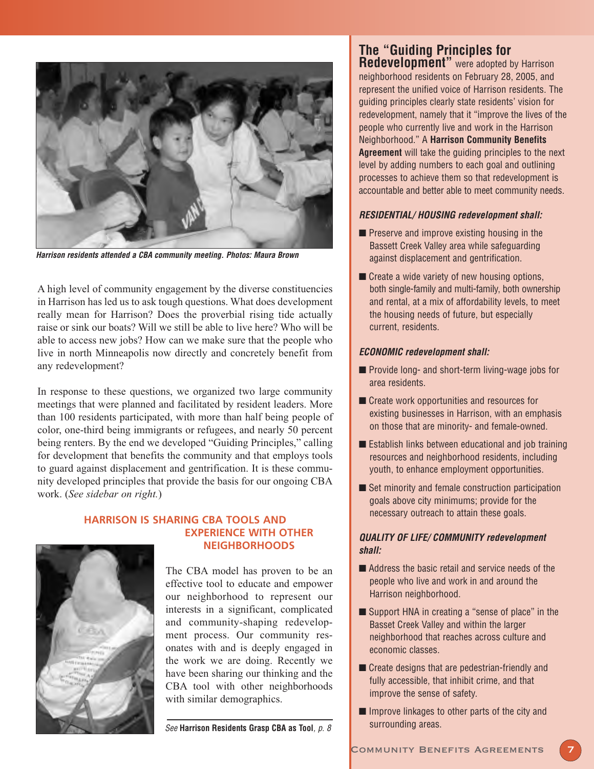*Harrison residents attended a CBA community meeting. Photos: Maura Brown*

A high level of community engagement by the diverse constituencies in Harrison has led us to ask tough questions. What does development really mean for Harrison? Does the proverbial rising tide actually raise or sink our boats? Will we still be able to live here? Who will be able to access new jobs? How can we make sure that the people who live in north Minneapolis now directly and concretely benefit from any redevelopment?

In response to these questions, we organized two large community meetings that were planned and facilitated by resident leaders. More than 100 residents participated, with more than half being people of color, one-third being immigrants or refugees, and nearly 50 percent being renters. By the end we developed "Guiding Principles," calling for development that benefits the community and that employs tools to guard against displacement and gentrification. It is these community developed principles that provide the basis for our ongoing CBA work. (*See sidebar on right.*)

## HARRISON IS SHARING CBA TOOLS AND EXPERIENCE WITH OTHER NEIGHBORHOODS

The CBA model has proven to be an effective tool to educate and empower our neighborhood to represent our interests in a significant, complicated and community-shaping redevelopment process. Our community resonates with and is deeply engaged in the work we are doing. Recently we have been sharing our thinking and the CBA tool with other neighborhoods with similar demographics.

*See* **Harrison Residents Grasp CBA as Tool**, *p. 8*

## The "Guiding Principles for Redevelopment"

**The "Guiding Principles for Redevelopment"** were adopted by Harrison neighborhood residents on February 28, 2005, and represent the unified voice of Harrison residents. The guiding principles clearly state residents' vision for redevelopment, namely that it "improve the lives of the people who currently live and work in the Harrison Neighborhood." A **Harrison Community Benefits Agreement** will take the guiding principles to the next level by adding numbers to each goal and outlining processes to achieve them so that redevelopment is accountable and better able to meet community needs.

***RESIDENTIAL/ HOUSING redevelopment shall:***

- Preserve and improve existing housing in the Bassett Creek Valley area while safeguarding against displacement and gentrification.
- Create a wide variety of new housing options, both single-family and multi-family, both ownership and rental, at a mix of affordability levels, to meet the housing needs of future, but especially current, residents.

***ECONOMIC redevelopment shall:***

- Provide long- and short-term living-wage jobs for area residents.
- Create work opportunities and resources for existing businesses in Harrison, with an emphasis on those that are minority- and female-owned.
- Establish links between educational and job training resources and neighborhood residents, including youth, to enhance employment opportunities.
- Set minority and female construction participation goals above city minimums; provide for the necessary outreach to attain these goals.

***QUALITY OF LIFE/ COMMUNITY redevelopment shall:***

- Address the basic retail and service needs of the people who live and work in and around the Harrison neighborhood.
- Support HNA in creating a "sense of place" in the Basset Creek Valley and within the larger neighborhood that reaches across culture and economic classes.
- Create designs that are pedestrian-friendly and fully accessible, that inhibit crime, and that improve the sense of safety.
- Improve linkages to other parts of the city and surrounding areas.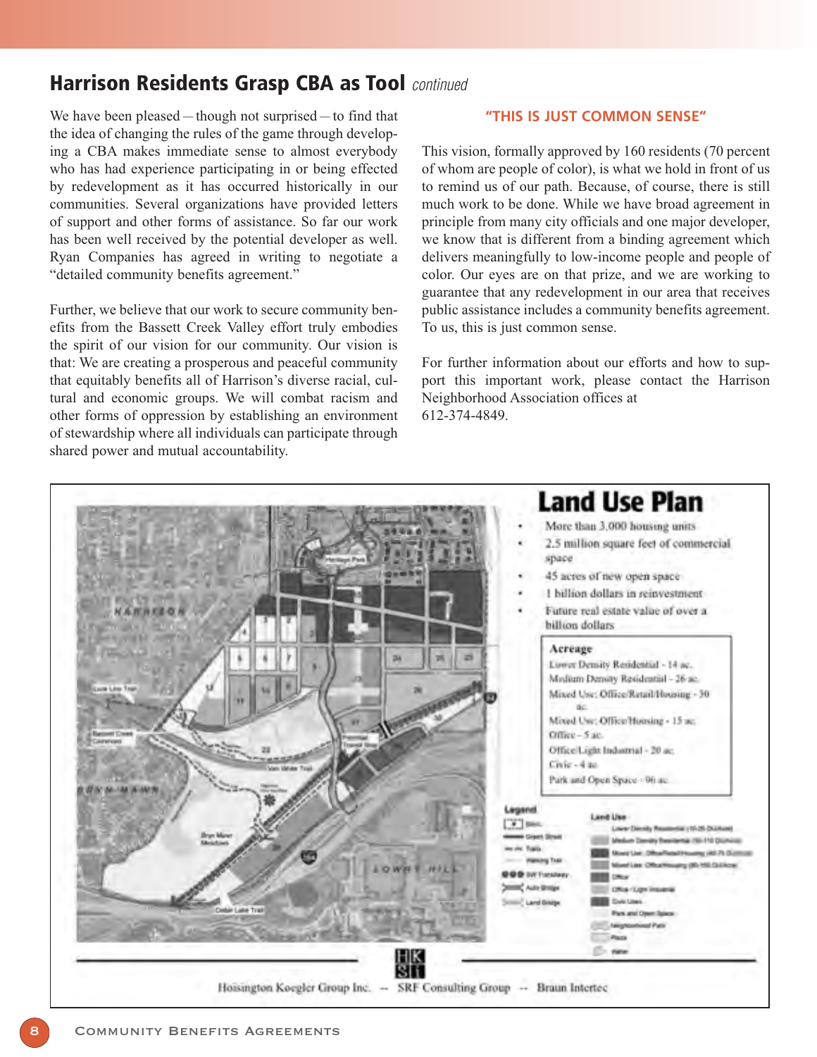## Harrison Residents Grasp CBA as Tool *continued*

We have been pleased — though not surprised — to find that the idea of changing the rules of the game through developing a CBA makes immediate sense to almost everybody who has had experience participating in or being effected by redevelopment as it has occurred historically in our communities. Several organizations have provided letters of support and other forms of assistance. So far our work has been well received by the potential developer as well. Ryan Companies has agreed in writing to negotiate a "detailed community benefits agreement."

Further, we believe that our work to secure community benefits from the Bassett Creek Valley effort truly embodies the spirit of our vision for our community. Our vision is that: We are creating a prosperous and peaceful community that equitably benefits all of Harrison's diverse racial, cultural and economic groups. We will combat racism and other forms of oppression by establishing an environment of stewardship where all individuals can participate through shared power and mutual accountability.

### "THIS IS JUST COMMON SENSE"

This vision, formally approved by 160 residents (70 percent of whom are people of color), is what we hold in front of us to remind us of our path. Because, of course, there is still much work to be done. While we have broad agreement in principle from many city officials and one major developer, we know that is different from a binding agreement which delivers meaningfully to low-income people and people of color. Our eyes are on that prize, and we are working to guarantee that any redevelopment in our area that receives public assistance includes a community benefits agreement. To us, this is just common sense.

For further information about our efforts and how to support this important work, please contact the Harrison Neighborhood Association offices at 612-374-4849.

## Land Use Plan

- More than 3,000 housing units
- 2.5 million square feet of commercial space
- 45 acres of new open space
- 1 billion dollars in reinvestment
- Future real estate value of over a billion dollars

**Acreage**

- Lower Density Residential - 14 ac.
- Medium Density Residential - 26 ac.
- Mixed Use: Office/Retail/Housing - 30 ac.
- Mixed Use: Office/Housing - 15 ac.
- Office - 5 ac.
- Office/Light Industrial - 20 ac.
- Civic - 4 ac.
- Park and Open Space - 96 ac.

Hoisington Koegler Group Inc. -- SRF Consulting Group -- Braun Intertec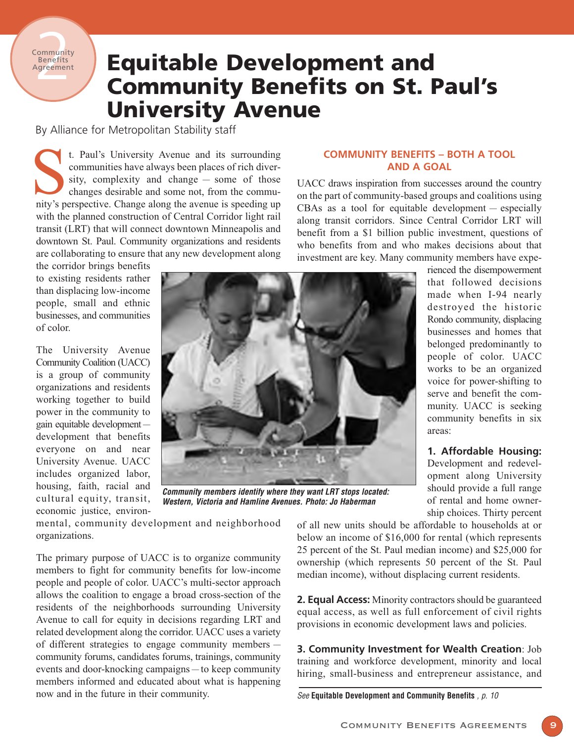# Equitable Development and Community Benefits on St. Paul's University Avenue

By Alliance for Metropolitan Stability staff

St. Paul's University Avenue and its surrounding communities have always been places of rich diversity, complexity and change – some of those changes desirable and some not, from the community's perspective. Change along the avenue is speeding up with the planned construction of Central Corridor light rail transit (LRT) that will connect downtown Minneapolis and downtown St. Paul. Community organizations and residents are collaborating to ensure that any new development along the corridor brings benefits to existing residents rather than displacing low-income people, small and ethnic businesses, and communities of color.

The University Avenue Community Coalition (UACC) is a group of community organizations and residents working together to build power in the community to gain equitable development — development that benefits everyone on and near University Avenue. UACC includes organized labor, housing, faith, racial and cultural equity, transit, economic justice, environmental, community development and neighborhood organizations.

*Community members identify where they want LRT stops located: Western, Victoria and Hamline Avenues. Photo: Jo Haberman*

The primary purpose of UACC is to organize community members to fight for community benefits for low-income people and people of color. UACC's multi-sector approach allows the coalition to engage a broad cross-section of the residents of the neighborhoods surrounding University Avenue to call for equity in decisions regarding LRT and related development along the corridor. UACC uses a variety of different strategies to engage community members — community forums, candidates forums, trainings, community events and door-knocking campaigns — to keep community members informed and educated about what is happening now and in the future in their community.

## COMMUNITY BENEFITS – BOTH A TOOL AND A GOAL

UACC draws inspiration from successes around the country on the part of community-based groups and coalitions using CBAs as a tool for equitable development – especially along transit corridors. Since Central Corridor LRT will benefit from a $1 billion public investment, questions of who benefits from and who makes decisions about that investment are key. Many community members have experienced the disempowerment that followed decisions made when I-94 nearly destroyed the historic Rondo community, displacing businesses and homes that belonged predominantly to people of color. UACC works to be an organized voice for power-shifting to serve and benefit the community. UACC is seeking community benefits in six areas:

**1. Affordable Housing:** Development and redevelopment along University should provide a full range of rental and home ownership choices. Thirty percent of all new units should be affordable to households at or below an income of $16,000 for rental (which represents 25 percent of the St. Paul median income) and $25,000 for ownership (which represents 50 percent of the St. Paul median income), without displacing current residents.

**2. Equal Access:** Minority contractors should be guaranteed equal access, as well as full enforcement of civil rights provisions in economic development laws and policies.

**3. Community Investment for Wealth Creation**: Job training and workforce development, minority and local hiring, small-business and entrepreneur assistance, and

*See* **Equitable Development and Community Benefits**, *p. 10*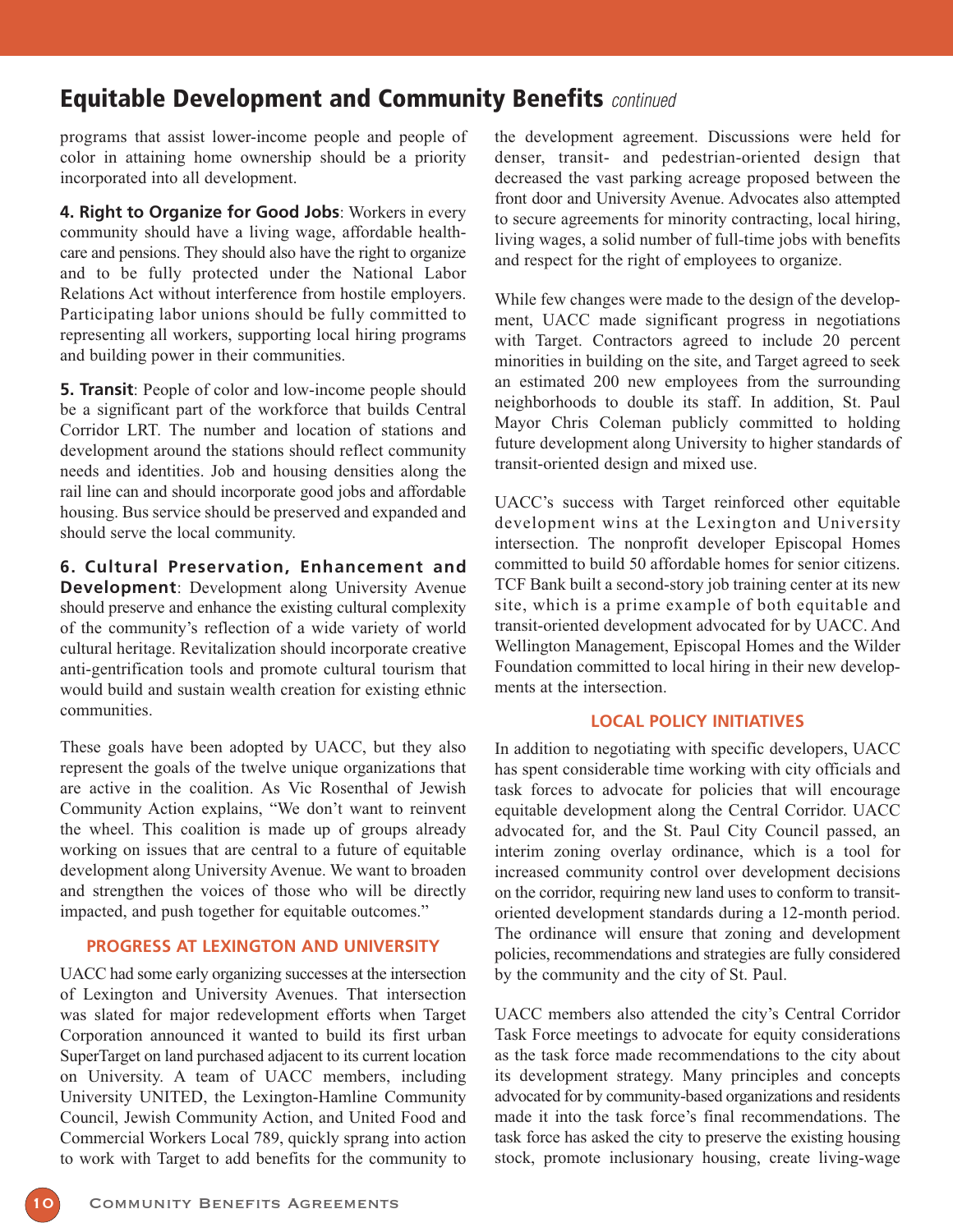## Equitable Development and Community Benefits *continued*

programs that assist lower-income people and people of color in attaining home ownership should be a priority incorporated into all development.

**4. Right to Organize for Good Jobs**: Workers in every community should have a living wage, affordable healthcare and pensions. They should also have the right to organize and to be fully protected under the National Labor Relations Act without interference from hostile employers. Participating labor unions should be fully committed to representing all workers, supporting local hiring programs and building power in their communities.

**5. Transit**: People of color and low-income people should be a significant part of the workforce that builds Central Corridor LRT. The number and location of stations and development around the stations should reflect community needs and identities. Job and housing densities along the rail line can and should incorporate good jobs and affordable housing. Bus service should be preserved and expanded and should serve the local community.

**6. Cultural Preservation, Enhancement and Development**: Development along University Avenue should preserve and enhance the existing cultural complexity of the community's reflection of a wide variety of world cultural heritage. Revitalization should incorporate creative anti-gentrification tools and promote cultural tourism that would build and sustain wealth creation for existing ethnic communities.

These goals have been adopted by UACC, but they also represent the goals of the twelve unique organizations that are active in the coalition. As Vic Rosenthal of Jewish Community Action explains, "We don't want to reinvent the wheel. This coalition is made up of groups already working on issues that are central to a future of equitable development along University Avenue. We want to broaden and strengthen the voices of those who will be directly impacted, and push together for equitable outcomes."

### PROGRESS AT LEXINGTON AND UNIVERSITY

UACC had some early organizing successes at the intersection of Lexington and University Avenues. That intersection was slated for major redevelopment efforts when Target Corporation announced it wanted to build its first urban SuperTarget on land purchased adjacent to its current location on University. A team of UACC members, including University UNITED, the Lexington-Hamline Community Council, Jewish Community Action, and United Food and Commercial Workers Local 789, quickly sprang into action to work with Target to add benefits for the community to the development agreement. Discussions were held for denser, transit- and pedestrian-oriented design that decreased the vast parking acreage proposed between the front door and University Avenue. Advocates also attempted to secure agreements for minority contracting, local hiring, living wages, a solid number of full-time jobs with benefits and respect for the right of employees to organize.

While few changes were made to the design of the development, UACC made significant progress in negotiations with Target. Contractors agreed to include 20 percent minorities in building on the site, and Target agreed to seek an estimated 200 new employees from the surrounding neighborhoods to double its staff. In addition, St. Paul Mayor Chris Coleman publicly committed to holding future development along University to higher standards of transit-oriented design and mixed use.

UACC's success with Target reinforced other equitable development wins at the Lexington and University intersection. The nonprofit developer Episcopal Homes committed to build 50 affordable homes for senior citizens. TCF Bank built a second-story job training center at its new site, which is a prime example of both equitable and transit-oriented development advocated for by UACC. And Wellington Management, Episcopal Homes and the Wilder Foundation committed to local hiring in their new developments at the intersection.

### LOCAL POLICY INITIATIVES

In addition to negotiating with specific developers, UACC has spent considerable time working with city officials and task forces to advocate for policies that will encourage equitable development along the Central Corridor. UACC advocated for, and the St. Paul City Council passed, an interim zoning overlay ordinance, which is a tool for increased community control over development decisions on the corridor, requiring new land uses to conform to transit-oriented development standards during a 12-month period. The ordinance will ensure that zoning and development policies, recommendations and strategies are fully considered by the community and the city of St. Paul.

UACC members also attended the city's Central Corridor Task Force meetings to advocate for equity considerations as the task force made recommendations to the city about its development strategy. Many principles and concepts advocated for by community-based organizations and residents made it into the task force's final recommendations. The task force has asked the city to preserve the existing housing stock, promote inclusionary housing, create living-wage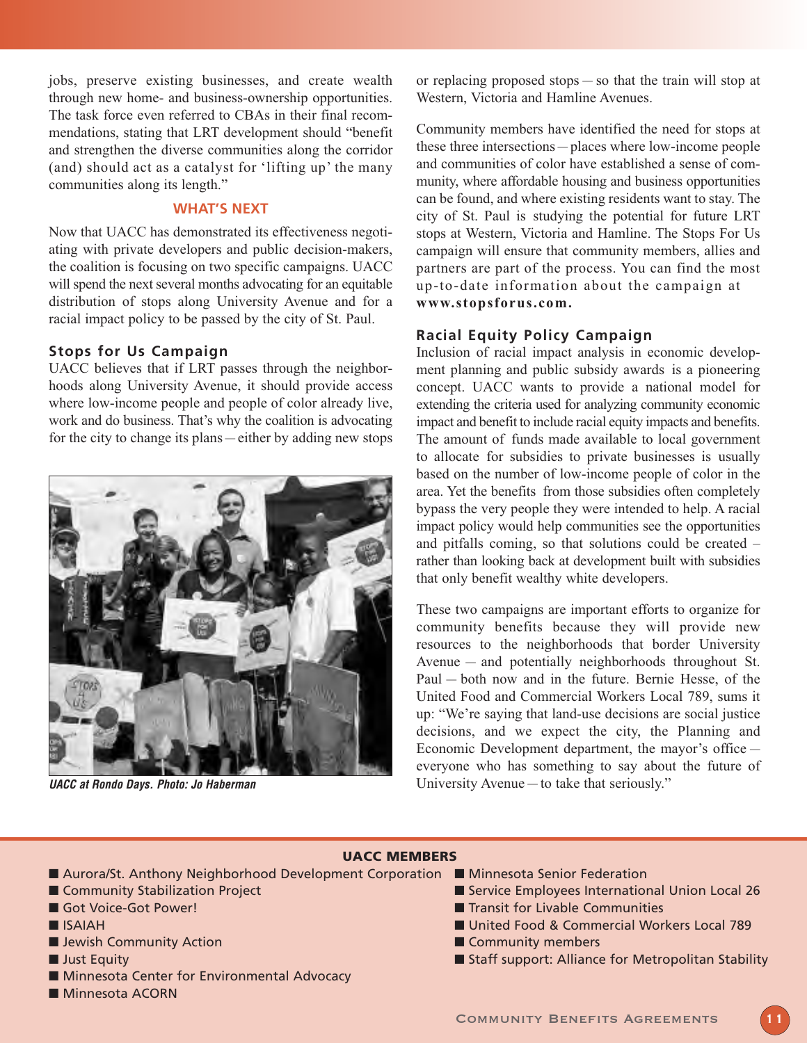jobs, preserve existing businesses, and create wealth through new home- and business-ownership opportunities. The task force even referred to CBAs in their final recommendations, stating that LRT development should "benefit and strengthen the diverse communities along the corridor (and) should act as a catalyst for 'lifting up' the many communities along its length."

## WHAT'S NEXT

Now that UACC has demonstrated its effectiveness negotiating with private developers and public decision-makers, the coalition is focusing on two specific campaigns. UACC will spend the next several months advocating for an equitable distribution of stops along University Avenue and for a racial impact policy to be passed by the city of St. Paul.

### Stops for Us Campaign

UACC believes that if LRT passes through the neighborhoods along University Avenue, it should provide access where low-income people and people of color already live, work and do business. That's why the coalition is advocating for the city to change its plans — either by adding new stops or replacing proposed stops — so that the train will stop at Western, Victoria and Hamline Avenues.

*UACC at Rondo Days. Photo: Jo Haberman*

Community members have identified the need for stops at these three intersections — places where low-income people and communities of color have established a sense of community, where affordable housing and business opportunities can be found, and where existing residents want to stay. The city of St. Paul is studying the potential for future LRT stops at Western, Victoria and Hamline. The Stops For Us campaign will ensure that community members, allies and partners are part of the process. You can find the most up-to-date information about the campaign at **www.stopsforus.com.**

### Racial Equity Policy Campaign

Inclusion of racial impact analysis in economic development planning and public subsidy awards is a pioneering concept. UACC wants to provide a national model for extending the criteria used for analyzing community economic impact and benefit to include racial equity impacts and benefits. The amount of funds made available to local government to allocate for subsidies to private businesses is usually based on the number of low-income people of color in the area. Yet the benefits from those subsidies often completely bypass the very people they were intended to help. A racial impact policy would help communities see the opportunities and pitfalls coming, so that solutions could be created – rather than looking back at development built with subsidies that only benefit wealthy white developers.

These two campaigns are important efforts to organize for community benefits because they will provide new resources to the neighborhoods that border University Avenue — and potentially neighborhoods throughout St. Paul — both now and in the future. Bernie Hesse, of the United Food and Commercial Workers Local 789, sums it up: "We're saying that land-use decisions are social justice decisions, and we expect the city, the Planning and Economic Development department, the mayor's office — everyone who has something to say about the future of University Avenue — to take that seriously."

**UACC MEMBERS**

- Aurora/St. Anthony Neighborhood Development Corporation
- Community Stabilization Project
- Got Voice-Got Power!
- ISAIAH
- Jewish Community Action
- Just Equity
- Minnesota Center for Environmental Advocacy
- Minnesota ACORN
- Minnesota Senior Federation
- Service Employees International Union Local 26
- Transit for Livable Communities
- United Food & Commercial Workers Local 789
- Community members
- Staff support: Alliance for Metropolitan Stability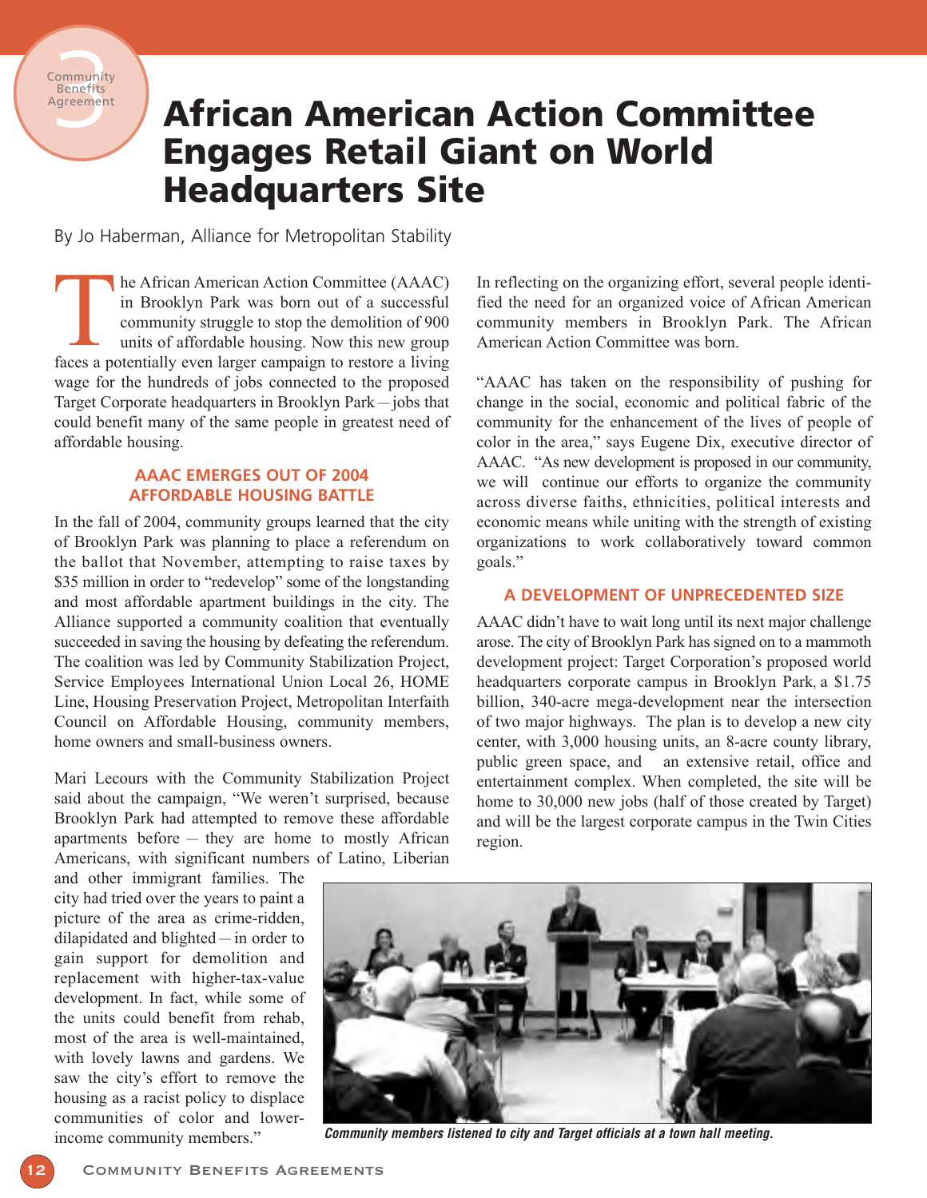3 Community Benefits Agreement

# African American Action Committee Engages Retail Giant on World Headquarters Site

By Jo Haberman, Alliance for Metropolitan Stability

The African American Action Committee (AAAC) in Brooklyn Park was born out of a successful community struggle to stop the demolition of 900 units of affordable housing. Now this new group faces a potentially even larger campaign to restore a living wage for the hundreds of jobs connected to the proposed Target Corporate headquarters in Brooklyn Park—jobs that could benefit many of the same people in greatest need of affordable housing.

## AAAC EMERGES OUT OF 2004 AFFORDABLE HOUSING BATTLE

In the fall of 2004, community groups learned that the city of Brooklyn Park was planning to place a referendum on the ballot that November, attempting to raise taxes by \$35 million in order to "redevelop" some of the longstanding and most affordable apartment buildings in the city. The Alliance supported a community coalition that eventually succeeded in saving the housing by defeating the referendum. The coalition was led by Community Stabilization Project, Service Employees International Union Local 26, HOME Line, Housing Preservation Project, Metropolitan Interfaith Council on Affordable Housing, community members, home owners and small-business owners.

Mari Lecours with the Community Stabilization Project said about the campaign, "We weren't surprised, because Brooklyn Park had attempted to remove these affordable apartments before — they are home to mostly African Americans, with significant numbers of Latino, Liberian and other immigrant families. The city had tried over the years to paint a picture of the area as crime-ridden, dilapidated and blighted—in order to gain support for demolition and replacement with higher-tax-value development. In fact, while some of the units could benefit from rehab, most of the area is well-maintained, with lovely lawns and gardens. We saw the city's effort to remove the housing as a racist policy to displace communities of color and lower-income community members."

In reflecting on the organizing effort, several people identified the need for an organized voice of African American community members in Brooklyn Park. The African American Action Committee was born.

"AAAC has taken on the responsibility of pushing for change in the social, economic and political fabric of the community for the enhancement of the lives of people of color in the area," says Eugene Dix, executive director of AAAC. "As new development is proposed in our community, we will continue our efforts to organize the community across diverse faiths, ethnicities, political interests and economic means while uniting with the strength of existing organizations to work collaboratively toward common goals."

## A DEVELOPMENT OF UNPRECEDENTED SIZE

AAAC didn't have to wait long until its next major challenge arose. The city of Brooklyn Park has signed on to a mammoth development project: Target Corporation's proposed world headquarters corporate campus in Brooklyn Park, a \$1.75 billion, 340-acre mega-development near the intersection of two major highways. The plan is to develop a new city center, with 3,000 housing units, an 8-acre county library, public green space, and an extensive retail, office and entertainment complex. When completed, the site will be home to 30,000 new jobs (half of those created by Target) and will be the largest corporate campus in the Twin Cities region.

*Community members listened to city and Target officials at a town hall meeting.*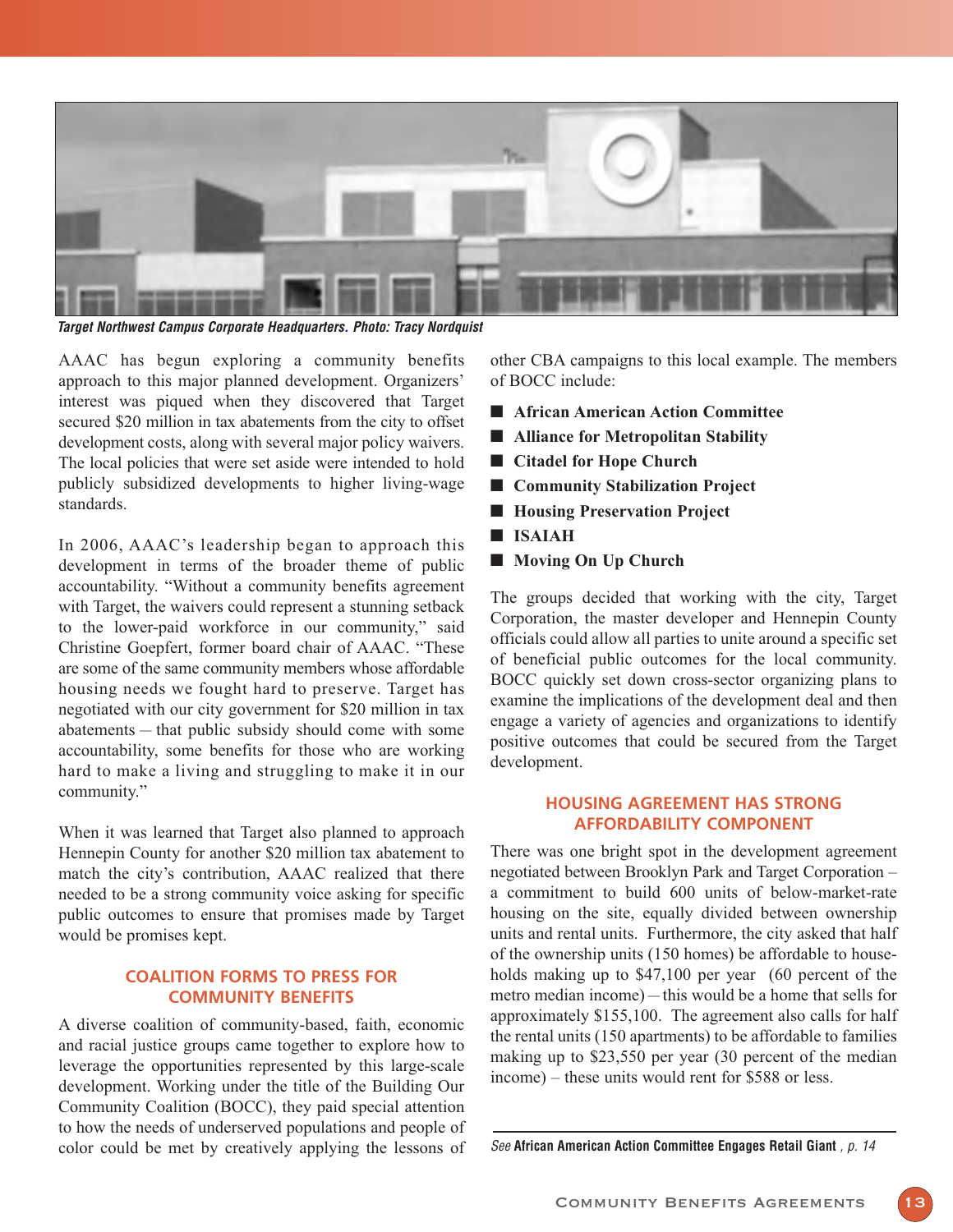*Target Northwest Campus Corporate Headquarters. Photo: Tracy Nordquist*

AAAC has begun exploring a community benefits approach to this major planned development. Organizers' interest was piqued when they discovered that Target secured $20 million in tax abatements from the city to offset development costs, along with several major policy waivers. The local policies that were set aside were intended to hold publicly subsidized developments to higher living-wage standards.

In 2006, AAAC's leadership began to approach this development in terms of the broader theme of public accountability. "Without a community benefits agreement with Target, the waivers could represent a stunning setback to the lower-paid workforce in our community," said Christine Goepfert, former board chair of AAAC. "These are some of the same community members whose affordable housing needs we fought hard to preserve. Target has negotiated with our city government for $20 million in tax abatements – that public subsidy should come with some accountability, some benefits for those who are working hard to make a living and struggling to make it in our community."

When it was learned that Target also planned to approach Hennepin County for another $20 million tax abatement to match the city's contribution, AAAC realized that there needed to be a strong community voice asking for specific public outcomes to ensure that promises made by Target would be promises kept.

## COALITION FORMS TO PRESS FOR COMMUNITY BENEFITS

A diverse coalition of community-based, faith, economic and racial justice groups came together to explore how to leverage the opportunities represented by this large-scale development. Working under the title of the Building Our Community Coalition (BOCC), they paid special attention to how the needs of underserved populations and people of color could be met by creatively applying the lessons of other CBA campaigns to this local example. The members of BOCC include:

- **African American Action Committee**
- **Alliance for Metropolitan Stability**
- **Citadel for Hope Church**
- **Community Stabilization Project**
- **Housing Preservation Project**
- **ISAIAH**
- **Moving On Up Church**

The groups decided that working with the city, Target Corporation, the master developer and Hennepin County officials could allow all parties to unite around a specific set of beneficial public outcomes for the local community. BOCC quickly set down cross-sector organizing plans to examine the implications of the development deal and then engage a variety of agencies and organizations to identify positive outcomes that could be secured from the Target development.

## HOUSING AGREEMENT HAS STRONG AFFORDABILITY COMPONENT

There was one bright spot in the development agreement negotiated between Brooklyn Park and Target Corporation – a commitment to build 600 units of below-market-rate housing on the site, equally divided between ownership units and rental units. Furthermore, the city asked that half of the ownership units (150 homes) be affordable to households making up to $47,100 per year (60 percent of the metro median income) – this would be a home that sells for approximately $155,100. The agreement also calls for half the rental units (150 apartments) to be affordable to families making up to $23,550 per year (30 percent of the median income) – these units would rent for $588 or less.

*See* **African American Action Committee Engages Retail Giant** *, p. 14*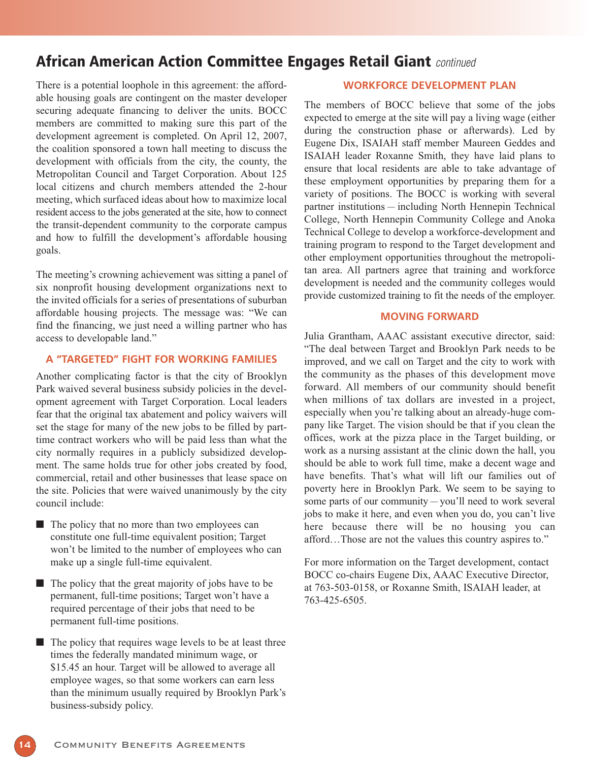## African American Action Committee Engages Retail Giant *continued*

There is a potential loophole in this agreement: the affordable housing goals are contingent on the master developer securing adequate financing to deliver the units. BOCC members are committed to making sure this part of the development agreement is completed. On April 12, 2007, the coalition sponsored a town hall meeting to discuss the development with officials from the city, the county, the Metropolitan Council and Target Corporation. About 125 local citizens and church members attended the 2-hour meeting, which surfaced ideas about how to maximize local resident access to the jobs generated at the site, how to connect the transit-dependent community to the corporate campus and how to fulfill the development's affordable housing goals.

The meeting's crowning achievement was sitting a panel of six nonprofit housing development organizations next to the invited officials for a series of presentations of suburban affordable housing projects. The message was: "We can find the financing, we just need a willing partner who has access to developable land."

### A "TARGETED" FIGHT FOR WORKING FAMILIES

Another complicating factor is that the city of Brooklyn Park waived several business subsidy policies in the development agreement with Target Corporation. Local leaders fear that the original tax abatement and policy waivers will set the stage for many of the new jobs to be filled by part-time contract workers who will be paid less than what the city normally requires in a publicly subsidized development. The same holds true for other jobs created by food, commercial, retail and other businesses that lease space on the site. Policies that were waived unanimously by the city council include:

- The policy that no more than two employees can constitute one full-time equivalent position; Target won't be limited to the number of employees who can make up a single full-time equivalent.
- The policy that the great majority of jobs have to be permanent, full-time positions; Target won't have a required percentage of their jobs that need to be permanent full-time positions.
- The policy that requires wage levels to be at least three times the federally mandated minimum wage, or $15.45 an hour. Target will be allowed to average all employee wages, so that some workers can earn less than the minimum usually required by Brooklyn Park's business-subsidy policy.

### WORKFORCE DEVELOPMENT PLAN

The members of BOCC believe that some of the jobs expected to emerge at the site will pay a living wage (either during the construction phase or afterwards). Led by Eugene Dix, ISAIAH staff member Maureen Geddes and ISAIAH leader Roxanne Smith, they have laid plans to ensure that local residents are able to take advantage of these employment opportunities by preparing them for a variety of positions. The BOCC is working with several partner institutions – including North Hennepin Technical College, North Hennepin Community College and Anoka Technical College to develop a workforce-development and training program to respond to the Target development and other employment opportunities throughout the metropolitan area. All partners agree that training and workforce development is needed and the community colleges would provide customized training to fit the needs of the employer.

### MOVING FORWARD

Julia Grantham, AAAC assistant executive director, said: "The deal between Target and Brooklyn Park needs to be improved, and we call on Target and the city to work with the community as the phases of this development move forward. All members of our community should benefit when millions of tax dollars are invested in a project, especially when you're talking about an already-huge company like Target. The vision should be that if you clean the offices, work at the pizza place in the Target building, or work as a nursing assistant at the clinic down the hall, you should be able to work full time, make a decent wage and have benefits. That's what will lift our families out of poverty here in Brooklyn Park. We seem to be saying to some parts of our community – you'll need to work several jobs to make it here, and even when you do, you can't live here because there will be no housing you can afford…Those are not the values this country aspires to."

For more information on the Target development, contact BOCC co-chairs Eugene Dix, AAAC Executive Director, at 763-503-0158, or Roxanne Smith, ISAIAH leader, at 763-425-6505.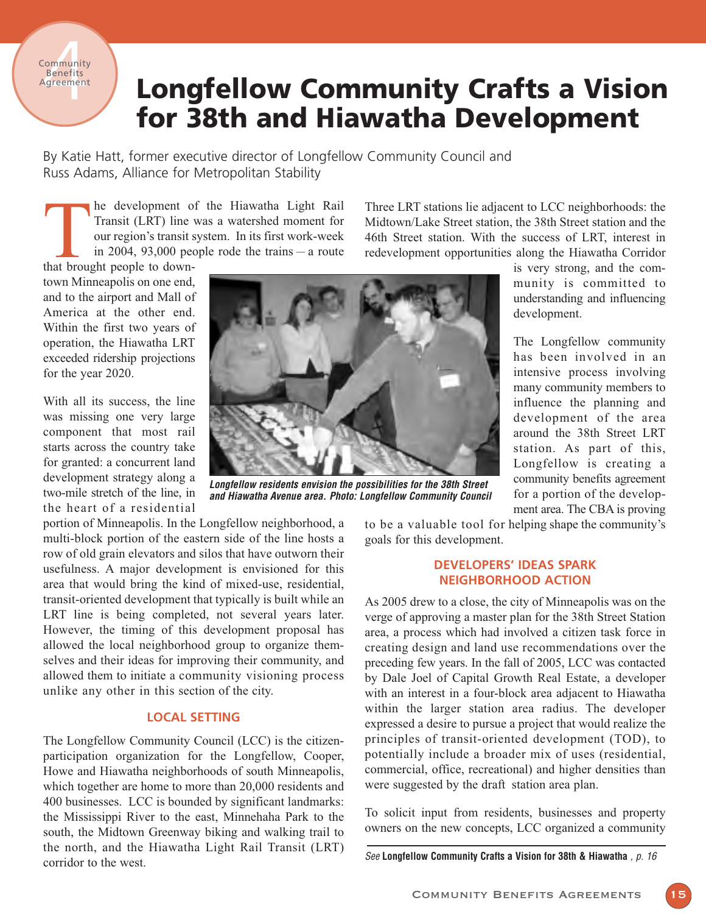Community Benefits Agreement 4

# Longfellow Community Crafts a Vision for 38th and Hiawatha Development

By Katie Hatt, former executive director of Longfellow Community Council and Russ Adams, Alliance for Metropolitan Stability

The development of the Hiawatha Light Rail Transit (LRT) line was a watershed moment for our region's transit system. In its first work-week in 2004, 93,000 people rode the trains – a route that brought people to downtown Minneapolis on one end, and to the airport and Mall of America at the other end. Within the first two years of operation, the Hiawatha LRT exceeded ridership projections for the year 2020.

With all its success, the line was missing one very large component that most rail starts across the country take for granted: a concurrent land development strategy along a two-mile stretch of the line, in the heart of a residential portion of Minneapolis. In the Longfellow neighborhood, a multi-block portion of the eastern side of the line hosts a row of old grain elevators and silos that have outworn their usefulness. A major development is envisioned for this area that would bring the kind of mixed-use, residential, transit-oriented development that typically is built while an LRT line is being completed, not several years later. However, the timing of this development proposal has allowed the local neighborhood group to organize themselves and their ideas for improving their community, and allowed them to initiate a community visioning process unlike any other in this section of the city.

*Longfellow residents envision the possibilities for the 38th Street and Hiawatha Avenue area. Photo: Longfellow Community Council*

## LOCAL SETTING

The Longfellow Community Council (LCC) is the citizen-participation organization for the Longfellow, Cooper, Howe and Hiawatha neighborhoods of south Minneapolis, which together are home to more than 20,000 residents and 400 businesses. LCC is bounded by significant landmarks: the Mississippi River to the east, Minnehaha Park to the south, the Midtown Greenway biking and walking trail to the north, and the Hiawatha Light Rail Transit (LRT) corridor to the west.

Three LRT stations lie adjacent to LCC neighborhoods: the Midtown/Lake Street station, the 38th Street station and the 46th Street station. With the success of LRT, interest in redevelopment opportunities along the Hiawatha Corridor is very strong, and the community is committed to understanding and influencing development.

The Longfellow community has been involved in an intensive process involving many community members to influence the planning and development of the area around the 38th Street LRT station. As part of this, Longfellow is creating a community benefits agreement for a portion of the development area. The CBA is proving to be a valuable tool for helping shape the community's goals for this development.

## DEVELOPERS' IDEAS SPARK NEIGHBORHOOD ACTION

As 2005 drew to a close, the city of Minneapolis was on the verge of approving a master plan for the 38th Street Station area, a process which had involved a citizen task force in creating design and land use recommendations over the preceding few years. In the fall of 2005, LCC was contacted by Dale Joel of Capital Growth Real Estate, a developer with an interest in a four-block area adjacent to Hiawatha within the larger station area radius. The developer expressed a desire to pursue a project that would realize the principles of transit-oriented development (TOD), to potentially include a broader mix of uses (residential, commercial, office, recreational) and higher densities than were suggested by the draft station area plan.

To solicit input from residents, businesses and property owners on the new concepts, LCC organized a community

*See* **Longfellow Community Crafts a Vision for 38th & Hiawatha**, p. 16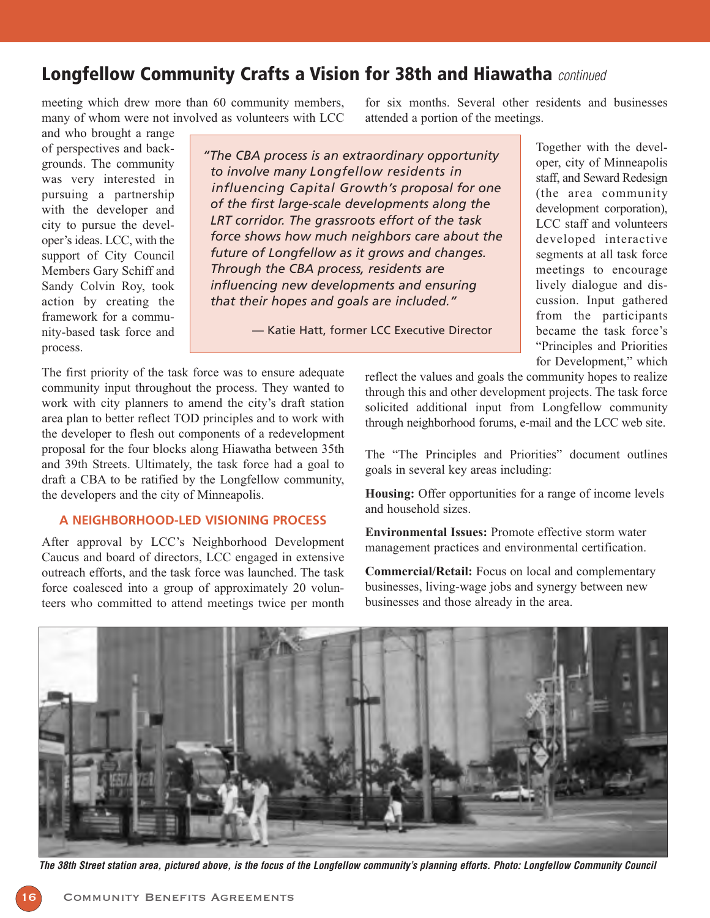## Longfellow Community Crafts a Vision for 38th and Hiawatha *continued*

meeting which drew more than 60 community members, many of whom were not involved as volunteers with LCC and who brought a range of perspectives and backgrounds. The community was very interested in pursuing a partnership with the developer and city to pursue the developer's ideas. LCC, with the support of City Council Members Gary Schiff and Sandy Colvin Roy, took action by creating the framework for a community-based task force and process.

> *"The CBA process is an extraordinary opportunity to involve many Longfellow residents in influencing Capital Growth's proposal for one of the first large-scale developments along the LRT corridor. The grassroots effort of the task force shows how much neighbors care about the future of Longfellow as it grows and changes. Through the CBA process, residents are influencing new developments and ensuring that their hopes and goals are included."*
>
> — Katie Hatt, former LCC Executive Director

The first priority of the task force was to ensure adequate community input throughout the process. They wanted to work with city planners to amend the city's draft station area plan to better reflect TOD principles and to work with the developer to flesh out components of a redevelopment proposal for the four blocks along Hiawatha between 35th and 39th Streets. Ultimately, the task force had a goal to draft a CBA to be ratified by the Longfellow community, the developers and the city of Minneapolis.

### A NEIGHBORHOOD-LED VISIONING PROCESS

After approval by LCC's Neighborhood Development Caucus and board of directors, LCC engaged in extensive outreach efforts, and the task force was launched. The task force coalesced into a group of approximately 20 volunteers who committed to attend meetings twice per month for six months. Several other residents and businesses attended a portion of the meetings.

Together with the developer, city of Minneapolis staff, and Seward Redesign (the area community development corporation), LCC staff and volunteers developed interactive segments at all task force meetings to encourage lively dialogue and discussion. Input gathered from the participants became the task force's "Principles and Priorities for Development," which reflect the values and goals the community hopes to realize through this and other development projects. The task force solicited additional input from Longfellow community through neighborhood forums, e-mail and the LCC web site.

The "The Principles and Priorities" document outlines goals in several key areas including:

**Housing:** Offer opportunities for a range of income levels and household sizes.

**Environmental Issues:** Promote effective storm water management practices and environmental certification.

**Commercial/Retail:** Focus on local and complementary businesses, living-wage jobs and synergy between new businesses and those already in the area.

*The 38th Street station area, pictured above, is the focus of the Longfellow community's planning efforts. Photo: Longfellow Community Council*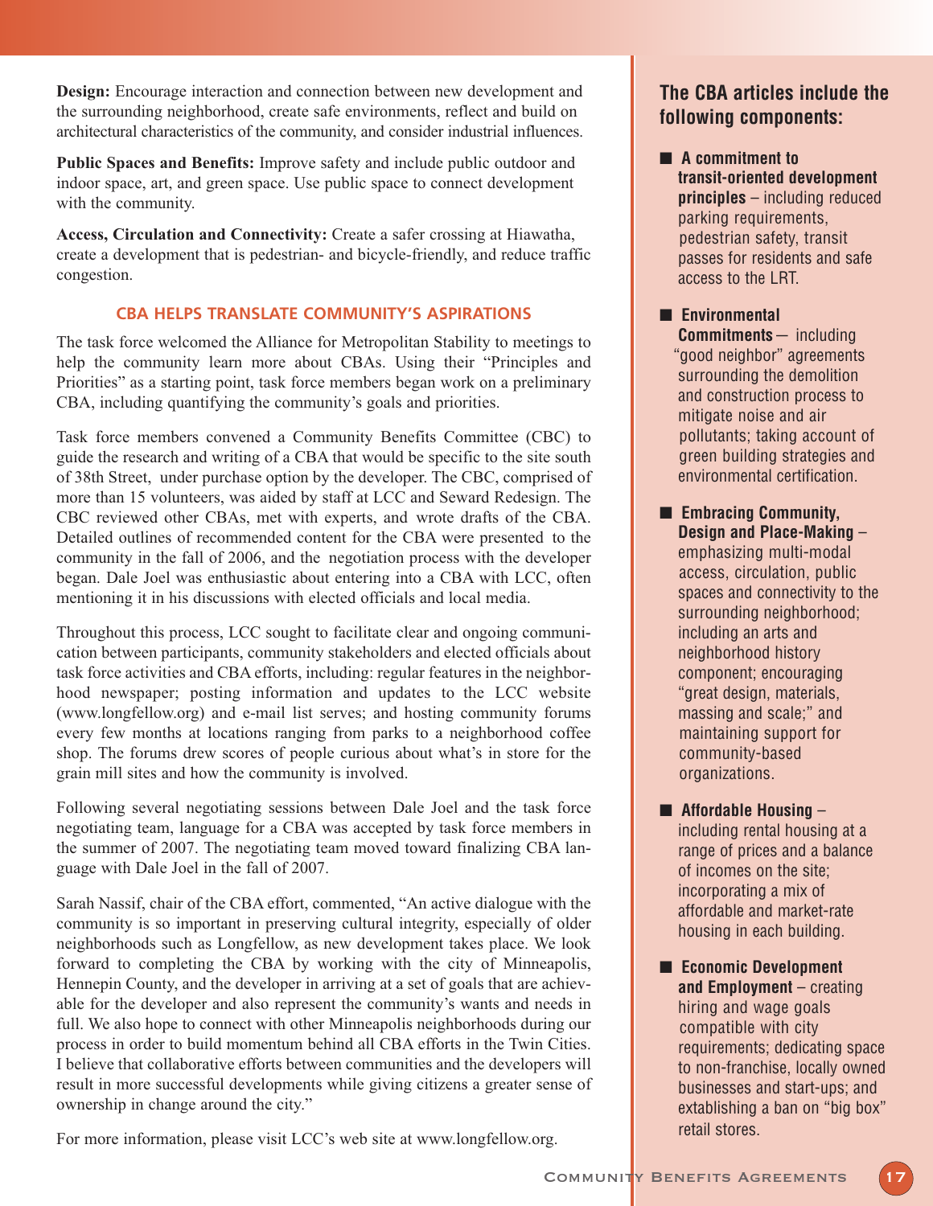**Design:** Encourage interaction and connection between new development and the surrounding neighborhood, create safe environments, reflect and build on architectural characteristics of the community, and consider industrial influences.

**Public Spaces and Benefits:** Improve safety and include public outdoor and indoor space, art, and green space. Use public space to connect development with the community.

**Access, Circulation and Connectivity:** Create a safer crossing at Hiawatha, create a development that is pedestrian- and bicycle-friendly, and reduce traffic congestion.

### CBA HELPS TRANSLATE COMMUNITY'S ASPIRATIONS

The task force welcomed the Alliance for Metropolitan Stability to meetings to help the community learn more about CBAs. Using their "Principles and Priorities" as a starting point, task force members began work on a preliminary CBA, including quantifying the community's goals and priorities.

Task force members convened a Community Benefits Committee (CBC) to guide the research and writing of a CBA that would be specific to the site south of 38th Street, under purchase option by the developer. The CBC, comprised of more than 15 volunteers, was aided by staff at LCC and Seward Redesign. The CBC reviewed other CBAs, met with experts, and wrote drafts of the CBA. Detailed outlines of recommended content for the CBA were presented to the community in the fall of 2006, and the negotiation process with the developer began. Dale Joel was enthusiastic about entering into a CBA with LCC, often mentioning it in his discussions with elected officials and local media.

Throughout this process, LCC sought to facilitate clear and ongoing communication between participants, community stakeholders and elected officials about task force activities and CBA efforts, including: regular features in the neighborhood newspaper; posting information and updates to the LCC website (www.longfellow.org) and e-mail list serves; and hosting community forums every few months at locations ranging from parks to a neighborhood coffee shop. The forums drew scores of people curious about what's in store for the grain mill sites and how the community is involved.

Following several negotiating sessions between Dale Joel and the task force negotiating team, language for a CBA was accepted by task force members in the summer of 2007. The negotiating team moved toward finalizing CBA language with Dale Joel in the fall of 2007.

Sarah Nassif, chair of the CBA effort, commented, "An active dialogue with the community is so important in preserving cultural integrity, especially of older neighborhoods such as Longfellow, as new development takes place. We look forward to completing the CBA by working with the city of Minneapolis, Hennepin County, and the developer in arriving at a set of goals that are achievable for the developer and also represent the community's wants and needs in full. We also hope to connect with other Minneapolis neighborhoods during our process in order to build momentum behind all CBA efforts in the Twin Cities. I believe that collaborative efforts between communities and the developers will result in more successful developments while giving citizens a greater sense of ownership in change around the city."

For more information, please visit LCC's web site at www.longfellow.org.

## The CBA articles include the following components:

- **A commitment to transit-oriented development principles** – including reduced parking requirements, pedestrian safety, transit passes for residents and safe access to the LRT.
- **Environmental Commitments** – including "good neighbor" agreements surrounding the demolition and construction process to mitigate noise and air pollutants; taking account of green building strategies and environmental certification.
- **Embracing Community, Design and Place-Making** – emphasizing multi-modal access, circulation, public spaces and connectivity to the surrounding neighborhood; including an arts and neighborhood history component; encouraging "great design, materials, massing and scale;" and maintaining support for community-based organizations.
- **Affordable Housing** – including rental housing at a range of prices and a balance of incomes on the site; incorporating a mix of affordable and market-rate housing in each building.
- **Economic Development and Employment** – creating hiring and wage goals compatible with city requirements; dedicating space to non-franchise, locally owned businesses and start-ups; and extablishing a ban on "big box" retail stores.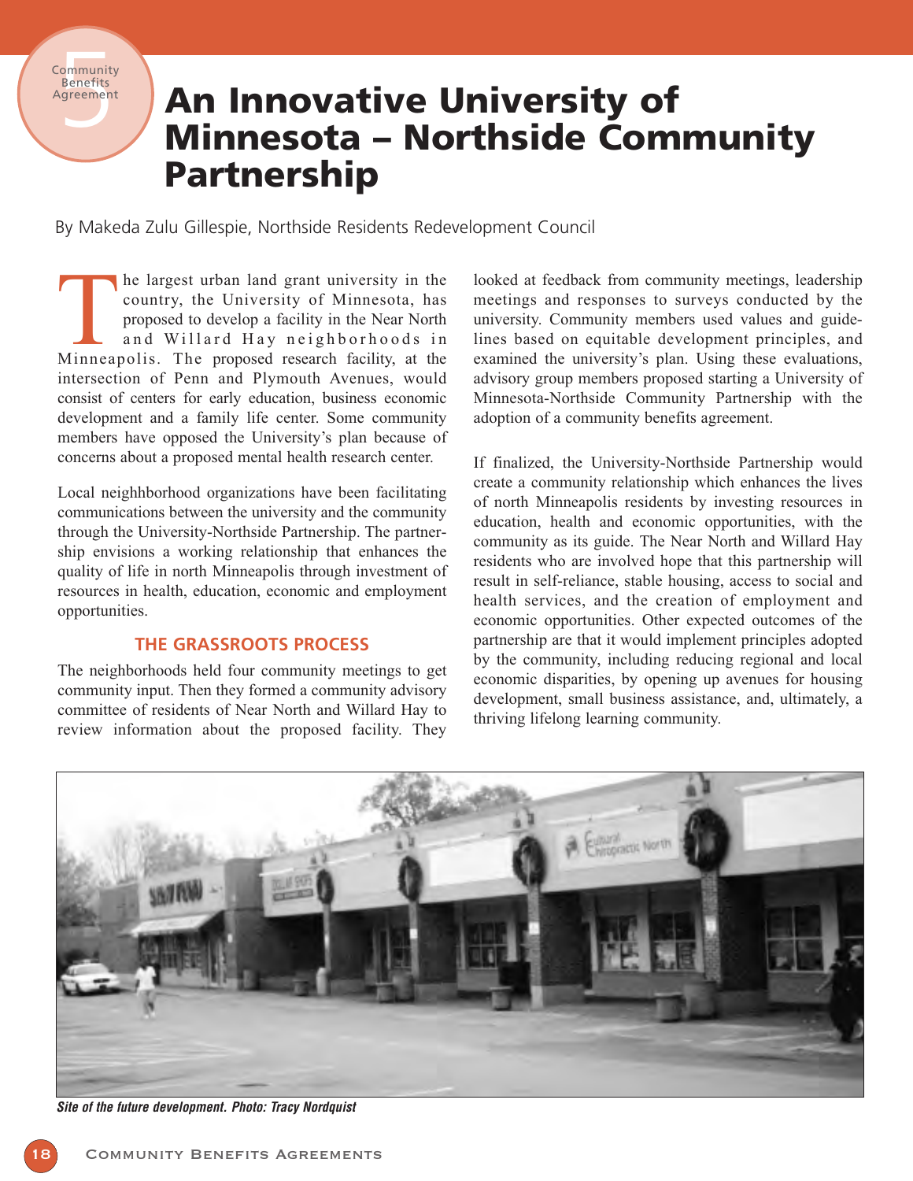5 Community Benefits Agreement

# An Innovative University of Minnesota – Northside Community Partnership

By Makeda Zulu Gillespie, Northside Residents Redevelopment Council

The largest urban land grant university in the country, the University of Minnesota, has proposed to develop a facility in the Near North and Willard Hay neighborhoods in Minneapolis. The proposed research facility, at the intersection of Penn and Plymouth Avenues, would consist of centers for early education, business economic development and a family life center. Some community members have opposed the University's plan because of concerns about a proposed mental health research center.

Local neighhborhood organizations have been facilitating communications between the university and the community through the University-Northside Partnership. The partnership envisions a working relationship that enhances the quality of life in north Minneapolis through investment of resources in health, education, economic and employment opportunities.

## THE GRASSROOTS PROCESS

The neighborhoods held four community meetings to get community input. Then they formed a community advisory committee of residents of Near North and Willard Hay to review information about the proposed facility. They looked at feedback from community meetings, leadership meetings and responses to surveys conducted by the university. Community members used values and guidelines based on equitable development principles, and examined the university's plan. Using these evaluations, advisory group members proposed starting a University of Minnesota-Northside Community Partnership with the adoption of a community benefits agreement.

If finalized, the University-Northside Partnership would create a community relationship which enhances the lives of north Minneapolis residents by investing resources in education, health and economic opportunities, with the community as its guide. The Near North and Willard Hay residents who are involved hope that this partnership will result in self-reliance, stable housing, access to social and health services, and the creation of employment and economic opportunities. Other expected outcomes of the partnership are that it would implement principles adopted by the community, including reducing regional and local economic disparities, by opening up avenues for housing development, small business assistance, and, ultimately, a thriving lifelong learning community.

*Site of the future development. Photo: Tracy Nordquist*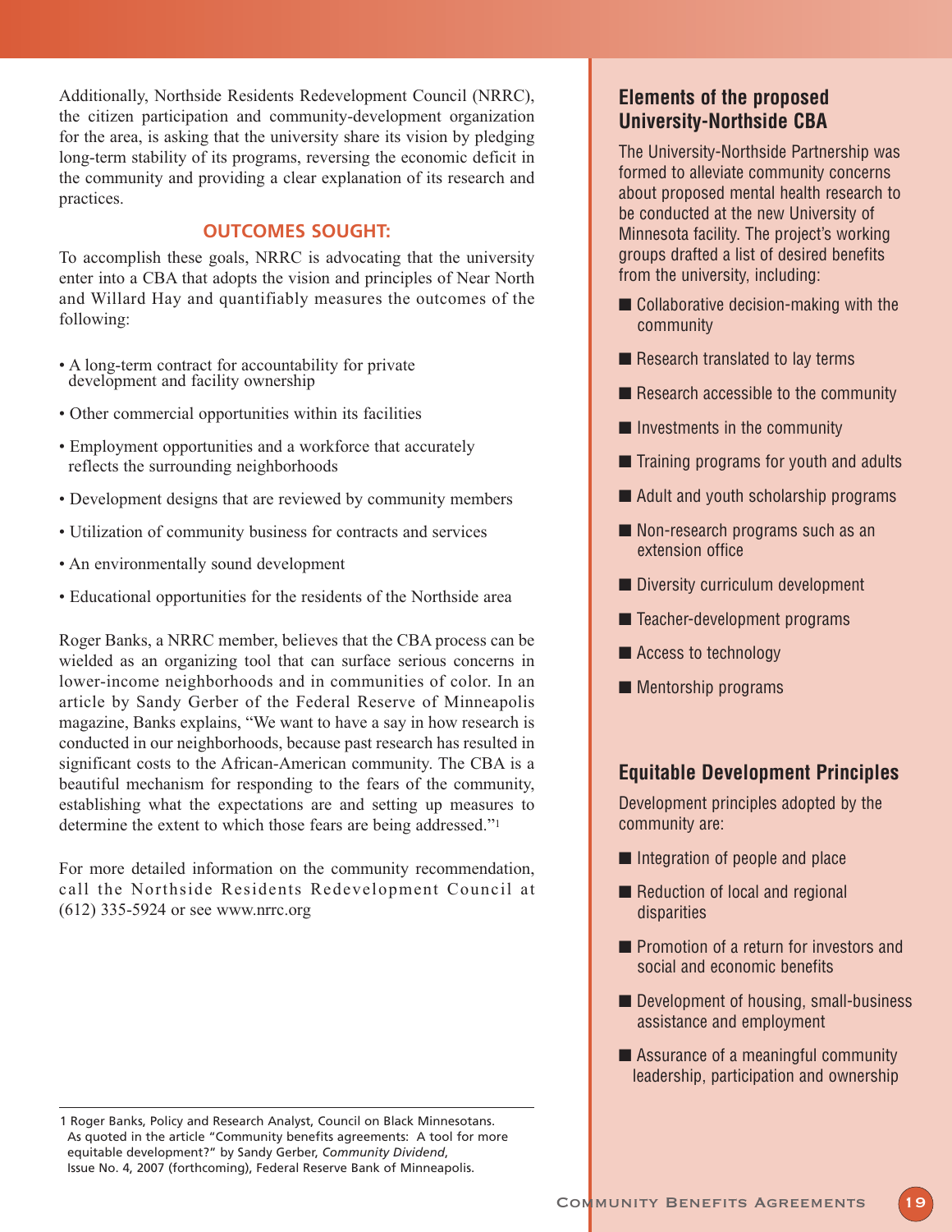Additionally, Northside Residents Redevelopment Council (NRRC), the citizen participation and community-development organization for the area, is asking that the university share its vision by pledging long-term stability of its programs, reversing the economic deficit in the community and providing a clear explanation of its research and practices.

## OUTCOMES SOUGHT:

To accomplish these goals, NRRC is advocating that the university enter into a CBA that adopts the vision and principles of Near North and Willard Hay and quantifiably measures the outcomes of the following:

- A long-term contract for accountability for private development and facility ownership
- Other commercial opportunities within its facilities
- Employment opportunities and a workforce that accurately reflects the surrounding neighborhoods
- Development designs that are reviewed by community members
- Utilization of community business for contracts and services
- An environmentally sound development
- Educational opportunities for the residents of the Northside area

Roger Banks, a NRRC member, believes that the CBA process can be wielded as an organizing tool that can surface serious concerns in lower-income neighborhoods and in communities of color. In an article by Sandy Gerber of the Federal Reserve of Minneapolis magazine, Banks explains, "We want to have a say in how research is conducted in our neighborhoods, because past research has resulted in significant costs to the African-American community. The CBA is a beautiful mechanism for responding to the fears of the community, establishing what the expectations are and setting up measures to determine the extent to which those fears are being addressed."[1]

For more detailed information on the community recommendation, call the Northside Residents Redevelopment Council at (612) 335-5924 or see www.nrrc.org

1 Roger Banks, Policy and Research Analyst, Council on Black Minnesotans. As quoted in the article "Community benefits agreements: A tool for more equitable development?" by Sandy Gerber, *Community Dividend*, Issue No. 4, 2007 (forthcoming), Federal Reserve Bank of Minneapolis.

## Elements of the proposed University-Northside CBA

The University-Northside Partnership was formed to alleviate community concerns about proposed mental health research to be conducted at the new University of Minnesota facility. The project's working groups drafted a list of desired benefits from the university, including:

- Collaborative decision-making with the community
- Research translated to lay terms
- Research accessible to the community
- Investments in the community
- Training programs for youth and adults
- Adult and youth scholarship programs
- Non-research programs such as an extension office
- Diversity curriculum development
- Teacher-development programs
- Access to technology
- Mentorship programs

## Equitable Development Principles

Development principles adopted by the community are:

- Integration of people and place
- Reduction of local and regional disparities
- Promotion of a return for investors and social and economic benefits
- Development of housing, small-business assistance and employment
- Assurance of a meaningful community leadership, participation and ownership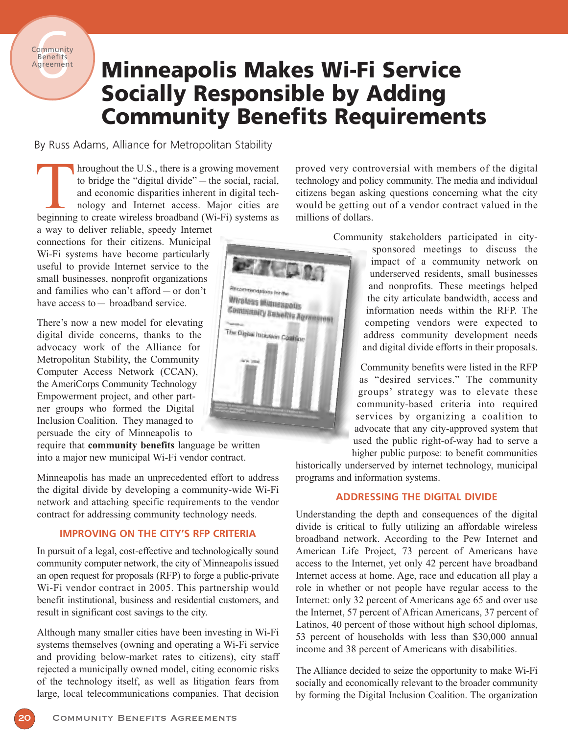# Minneapolis Makes Wi-Fi Service Socially Responsible by Adding Community Benefits Requirements

By Russ Adams, Alliance for Metropolitan Stability

Throughout the U.S., there is a growing movement to bridge the "digital divide" — the social, racial, and economic disparities inherent in digital technology and Internet access. Major cities are beginning to create wireless broadband (Wi-Fi) systems as a way to deliver reliable, speedy Internet connections for their citizens. Municipal Wi-Fi systems have become particularly useful to provide Internet service to the small businesses, nonprofit organizations and families who can't afford — or don't have access to — broadband service.

There's now a new model for elevating digital divide concerns, thanks to the advocacy work of the Alliance for Metropolitan Stability, the Community Computer Access Network (CCAN), the AmeriCorps Community Technology Empowerment project, and other partner groups who formed the Digital Inclusion Coalition. They managed to persuade the city of Minneapolis to require that **community benefits** language be written into a major new municipal Wi-Fi vendor contract.

Minneapolis has made an unprecedented effort to address the digital divide by developing a community-wide Wi-Fi network and attaching specific requirements to the vendor contract for addressing community technology needs.

## IMPROVING ON THE CITY'S RFP CRITERIA

In pursuit of a legal, cost-effective and technologically sound community computer network, the city of Minneapolis issued an open request for proposals (RFP) to forge a public-private Wi-Fi vendor contract in 2005. This partnership would benefit institutional, business and residential customers, and result in significant cost savings to the city.

Although many smaller cities have been investing in Wi-Fi systems themselves (owning and operating a Wi-Fi service and providing below-market rates to citizens), city staff rejected a municipally owned model, citing economic risks of the technology itself, as well as litigation fears from large, local telecommunications companies. That decision proved very controversial with members of the digital technology and policy community. The media and individual citizens began asking questions concerning what the city would be getting out of a vendor contract valued in the millions of dollars.

Community stakeholders participated in city-sponsored meetings to discuss the impact of a community network on underserved residents, small businesses and nonprofits. These meetings helped the city articulate bandwidth, access and information needs within the RFP. The competing vendors were expected to address community development needs and digital divide efforts in their proposals.

Community benefits were listed in the RFP as "desired services." The community groups' strategy was to elevate these community-based criteria into required services by organizing a coalition to advocate that any city-approved system that used the public right-of-way had to serve a higher public purpose: to benefit communities historically underserved by internet technology, municipal programs and information systems.

## ADDRESSING THE DIGITAL DIVIDE

Understanding the depth and consequences of the digital divide is critical to fully utilizing an affordable wireless broadband network. According to the Pew Internet and American Life Project, 73 percent of Americans have access to the Internet, yet only 42 percent have broadband Internet access at home. Age, race and education all play a role in whether or not people have regular access to the Internet: only 32 percent of Americans age 65 and over use the Internet, 57 percent of African Americans, 37 percent of Latinos, 40 percent of those without high school diplomas, 53 percent of households with less than $30,000 annual income and 38 percent of Americans with disabilities.

The Alliance decided to seize the opportunity to make Wi-Fi socially and economically relevant to the broader community by forming the Digital Inclusion Coalition. The organization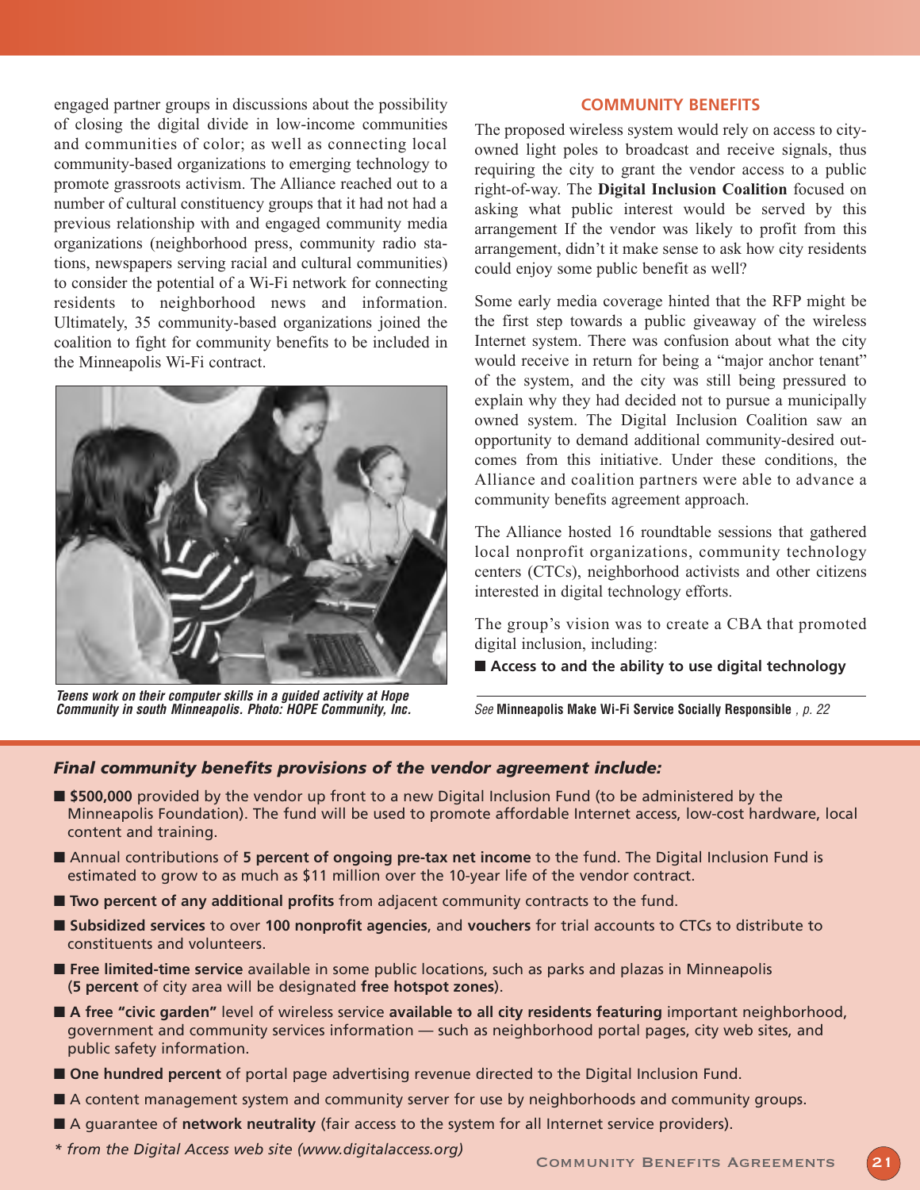engaged partner groups in discussions about the possibility of closing the digital divide in low-income communities and communities of color; as well as connecting local community-based organizations to emerging technology to promote grassroots activism. The Alliance reached out to a number of cultural constituency groups that it had not had a previous relationship with and engaged community media organizations (neighborhood press, community radio stations, newspapers serving racial and cultural communities) to consider the potential of a Wi-Fi network for connecting residents to neighborhood news and information. Ultimately, 35 community-based organizations joined the coalition to fight for community benefits to be included in the Minneapolis Wi-Fi contract.

*Teens work on their computer skills in a guided activity at Hope Community in south Minneapolis. Photo: HOPE Community, Inc.*

## COMMUNITY BENEFITS

The proposed wireless system would rely on access to city-owned light poles to broadcast and receive signals, thus requiring the city to grant the vendor access to a public right-of-way. The **Digital Inclusion Coalition** focused on asking what public interest would be served by this arrangement If the vendor was likely to profit from this arrangement, didn't it make sense to ask how city residents could enjoy some public benefit as well?

Some early media coverage hinted that the RFP might be the first step towards a public giveaway of the wireless Internet system. There was confusion about what the city would receive in return for being a "major anchor tenant" of the system, and the city was still being pressured to explain why they had decided not to pursue a municipally owned system. The Digital Inclusion Coalition saw an opportunity to demand additional community-desired outcomes from this initiative. Under these conditions, the Alliance and coalition partners were able to advance a community benefits agreement approach.

The Alliance hosted 16 roundtable sessions that gathered local nonprofit organizations, community technology centers (CTCs), neighborhood activists and other citizens interested in digital technology efforts.

The group's vision was to create a CBA that promoted digital inclusion, including:

- **Access to and the ability to use digital technology**

*See* **Minneapolis Make Wi-Fi Service Socially Responsible** *, p. 22*

### *Final community benefits provisions of the vendor agreement include:*

- **$500,000** provided by the vendor up front to a new Digital Inclusion Fund (to be administered by the Minneapolis Foundation). The fund will be used to promote affordable Internet access, low-cost hardware, local content and training.
- Annual contributions of **5 percent of ongoing pre-tax net income** to the fund. The Digital Inclusion Fund is estimated to grow to as much as $11 million over the 10-year life of the vendor contract.
- **Two percent of any additional profits** from adjacent community contracts to the fund.
- **Subsidized services** to over **100 nonprofit agencies**, and **vouchers** for trial accounts to CTCs to distribute to constituents and volunteers.
- **Free limited-time service** available in some public locations, such as parks and plazas in Minneapolis (**5 percent** of city area will be designated **free hotspot zones**).
- **A free "civic garden"** level of wireless service **available to all city residents featuring** important neighborhood, government and community services information — such as neighborhood portal pages, city web sites, and public safety information.
- **One hundred percent** of portal page advertising revenue directed to the Digital Inclusion Fund.
- A content management system and community server for use by neighborhoods and community groups.
- A guarantee of **network neutrality** (fair access to the system for all Internet service providers).

*\* from the Digital Access web site (www.digitalaccess.org)*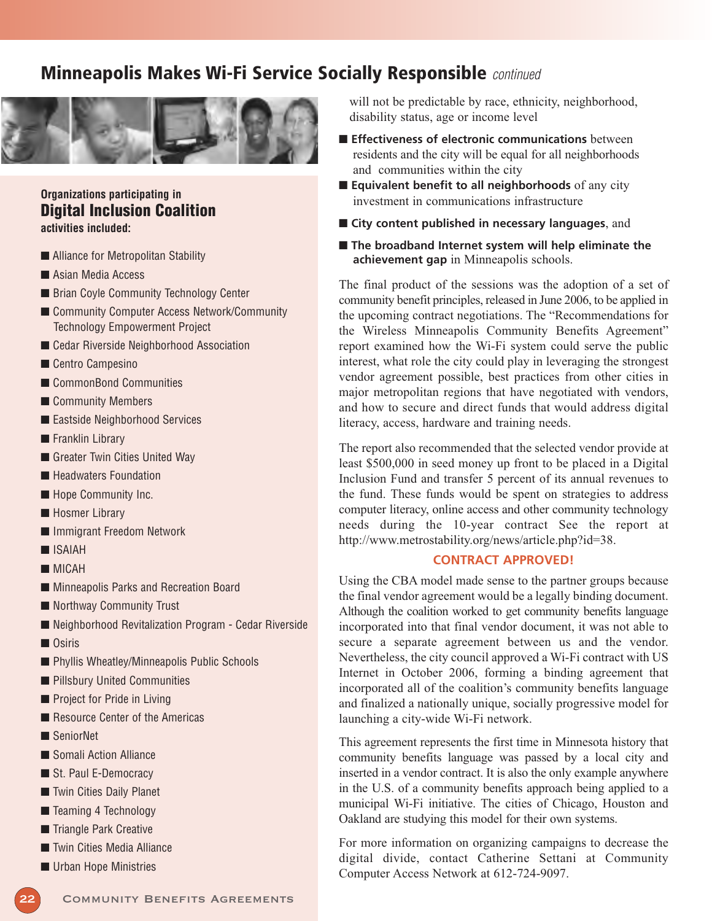## Minneapolis Makes Wi-Fi Service Socially Responsible *continued*

**Organizations participating in**
### Digital Inclusion Coalition
**activities included:**

- Alliance for Metropolitan Stability
- Asian Media Access
- Brian Coyle Community Technology Center
- Community Computer Access Network/Community Technology Empowerment Project
- Cedar Riverside Neighborhood Association
- Centro Campesino
- CommonBond Communities
- Community Members
- Eastside Neighborhood Services
- Franklin Library
- Greater Twin Cities United Way
- Headwaters Foundation
- Hope Community Inc.
- Hosmer Library
- Immigrant Freedom Network
- ISAIAH
- MICAH
- Minneapolis Parks and Recreation Board
- Northway Community Trust
- Neighborhood Revitalization Program - Cedar Riverside
- Osiris
- Phyllis Wheatley/Minneapolis Public Schools
- Pillsbury United Communities
- Project for Pride in Living
- Resource Center of the Americas
- SeniorNet
- Somali Action Alliance
- St. Paul E-Democracy
- Twin Cities Daily Planet
- Teaming 4 Technology
- Triangle Park Creative
- Twin Cities Media Alliance
- Urban Hope Ministries

will not be predictable by race, ethnicity, neighborhood, disability status, age or income level

- **Effectiveness of electronic communications** between residents and the city will be equal for all neighborhoods and communities within the city
- **Equivalent benefit to all neighborhoods** of any city investment in communications infrastructure
- **City content published in necessary languages**, and
- **The broadband Internet system will help eliminate the achievement gap** in Minneapolis schools.

The final product of the sessions was the adoption of a set of community benefit principles, released in June 2006, to be applied in the upcoming contract negotiations. The "Recommendations for the Wireless Minneapolis Community Benefits Agreement" report examined how the Wi-Fi system could serve the public interest, what role the city could play in leveraging the strongest vendor agreement possible, best practices from other cities in major metropolitan regions that have negotiated with vendors, and how to secure and direct funds that would address digital literacy, access, hardware and training needs.

The report also recommended that the selected vendor provide at least $500,000 in seed money up front to be placed in a Digital Inclusion Fund and transfer 5 percent of its annual revenues to the fund. These funds would be spent on strategies to address computer literacy, online access and other community technology needs during the 10-year contract See the report at http://www.metrostability.org/news/article.php?id=38.

### CONTRACT APPROVED!

Using the CBA model made sense to the partner groups because the final vendor agreement would be a legally binding document. Although the coalition worked to get community benefits language incorporated into that final vendor document, it was not able to secure a separate agreement between us and the vendor. Nevertheless, the city council approved a Wi-Fi contract with US Internet in October 2006, forming a binding agreement that incorporated all of the coalition's community benefits language and finalized a nationally unique, socially progressive model for launching a city-wide Wi-Fi network.

This agreement represents the first time in Minnesota history that community benefits language was passed by a local city and inserted in a vendor contract. It is also the only example anywhere in the U.S. of a community benefits approach being applied to a municipal Wi-Fi initiative. The cities of Chicago, Houston and Oakland are studying this model for their own systems.

For more information on organizing campaigns to decrease the digital divide, contact Catherine Settani at Community Computer Access Network at 612-724-9097.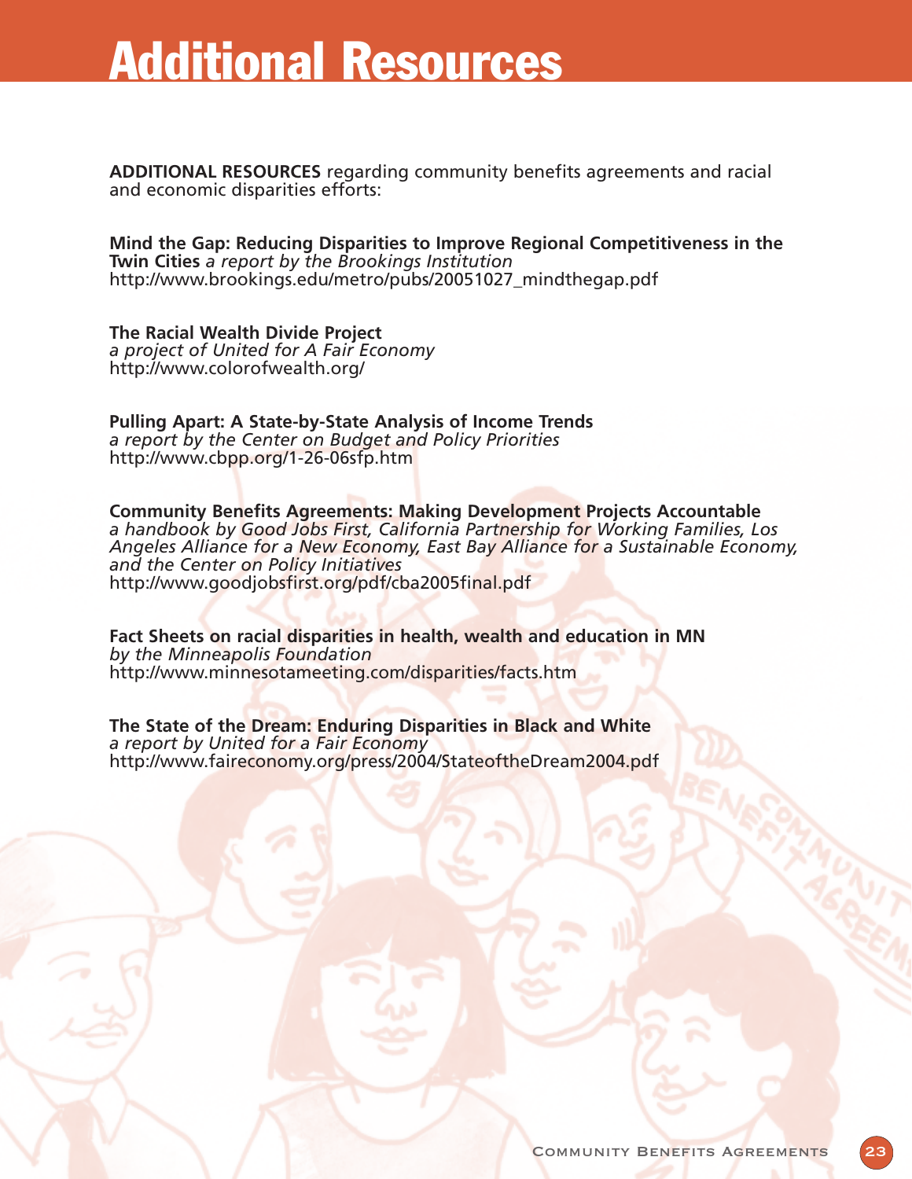# Additional Resources

**ADDITIONAL RESOURCES** regarding community benefits agreements and racial and economic disparities efforts:

**Mind the Gap: Reducing Disparities to Improve Regional Competitiveness in the Twin Cities** *a report by the Brookings Institution*
http://www.brookings.edu/metro/pubs/20051027_mindthegap.pdf

**The Racial Wealth Divide Project**
*a project of United for A Fair Economy*
http://www.colorofwealth.org/

**Pulling Apart: A State-by-State Analysis of Income Trends**
*a report by the Center on Budget and Policy Priorities*
http://www.cbpp.org/1-26-06sfp.htm

**Community Benefits Agreements: Making Development Projects Accountable**
*a handbook by Good Jobs First, California Partnership for Working Families, Los Angeles Alliance for a New Economy, East Bay Alliance for a Sustainable Economy, and the Center on Policy Initiatives*
http://www.goodjobsfirst.org/pdf/cba2005final.pdf

**Fact Sheets on racial disparities in health, wealth and education in MN**
*by the Minneapolis Foundation*
http://www.minnesotameeting.com/disparities/facts.htm

**The State of the Dream: Enduring Disparities in Black and White**
*a report by United for a Fair Economy*
http://www.faireconomy.org/press/2004/StateoftheDream2004.pdf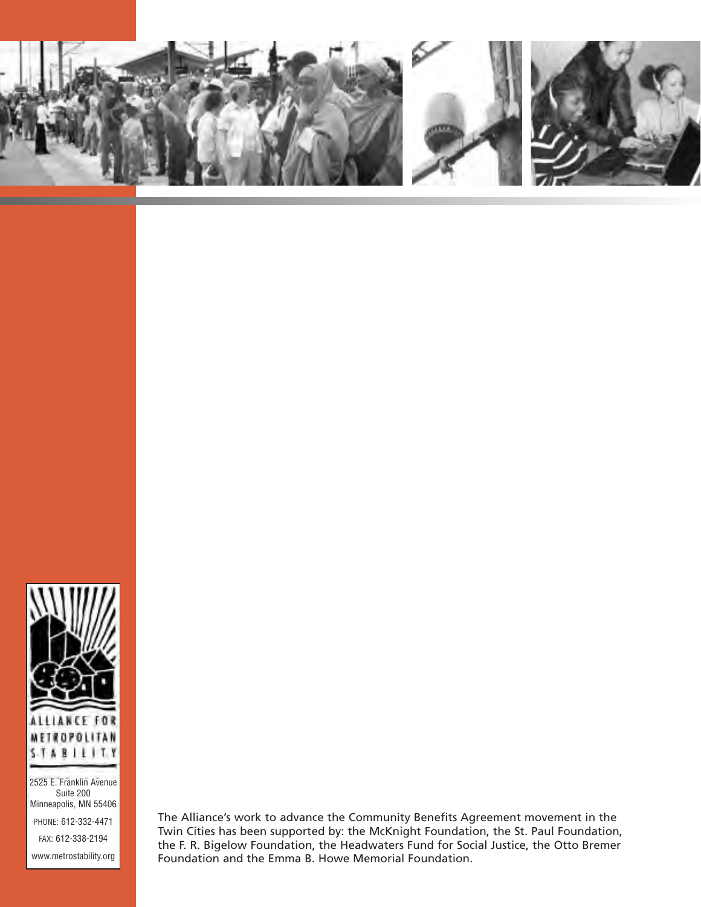ALLIANCE FOR METROPOLITAN STABILITY

2525 E. Franklin Avenue
Suite 200
Minneapolis, MN 55406

PHONE: 612-332-4471

FAX: 612-338-2194

www.metrostability.org

The Alliance's work to advance the Community Benefits Agreement movement in the Twin Cities has been supported by: the McKnight Foundation, the St. Paul Foundation, the F. R. Bigelow Foundation, the Headwaters Fund for Social Justice, the Otto Bremer Foundation and the Emma B. Howe Memorial Foundation.